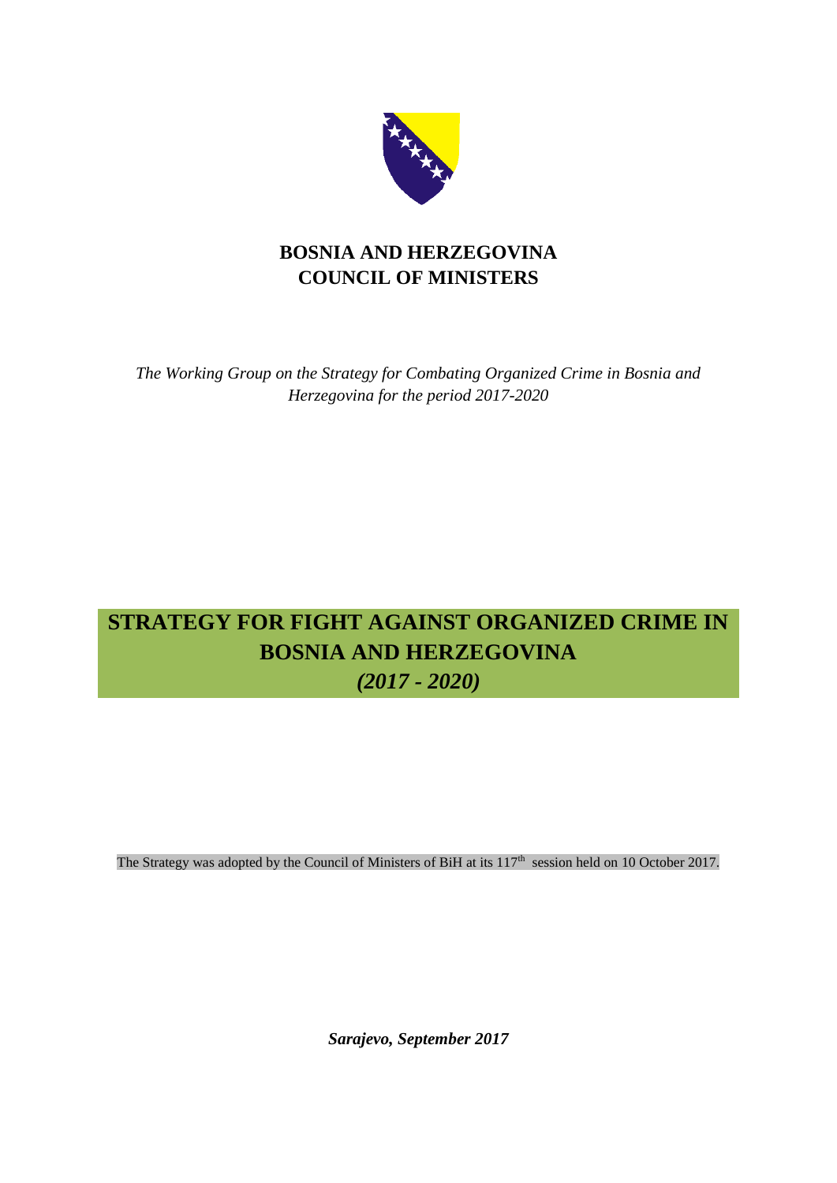**BOSNIA AND HERZEGOVINA**
**COUNCIL OF MINISTERS**

*The Working Group on the Strategy for Combating Organized Crime in Bosnia and Herzegovina for the period 2017-2020*

# STRATEGY FOR FIGHT AGAINST ORGANIZED CRIME IN BOSNIA AND HERZEGOVINA
## *(2017 - 2020)*

The Strategy was adopted by the Council of Ministers of BiH at its 117th session held on 10 October 2017.

***Sarajevo, September 2017***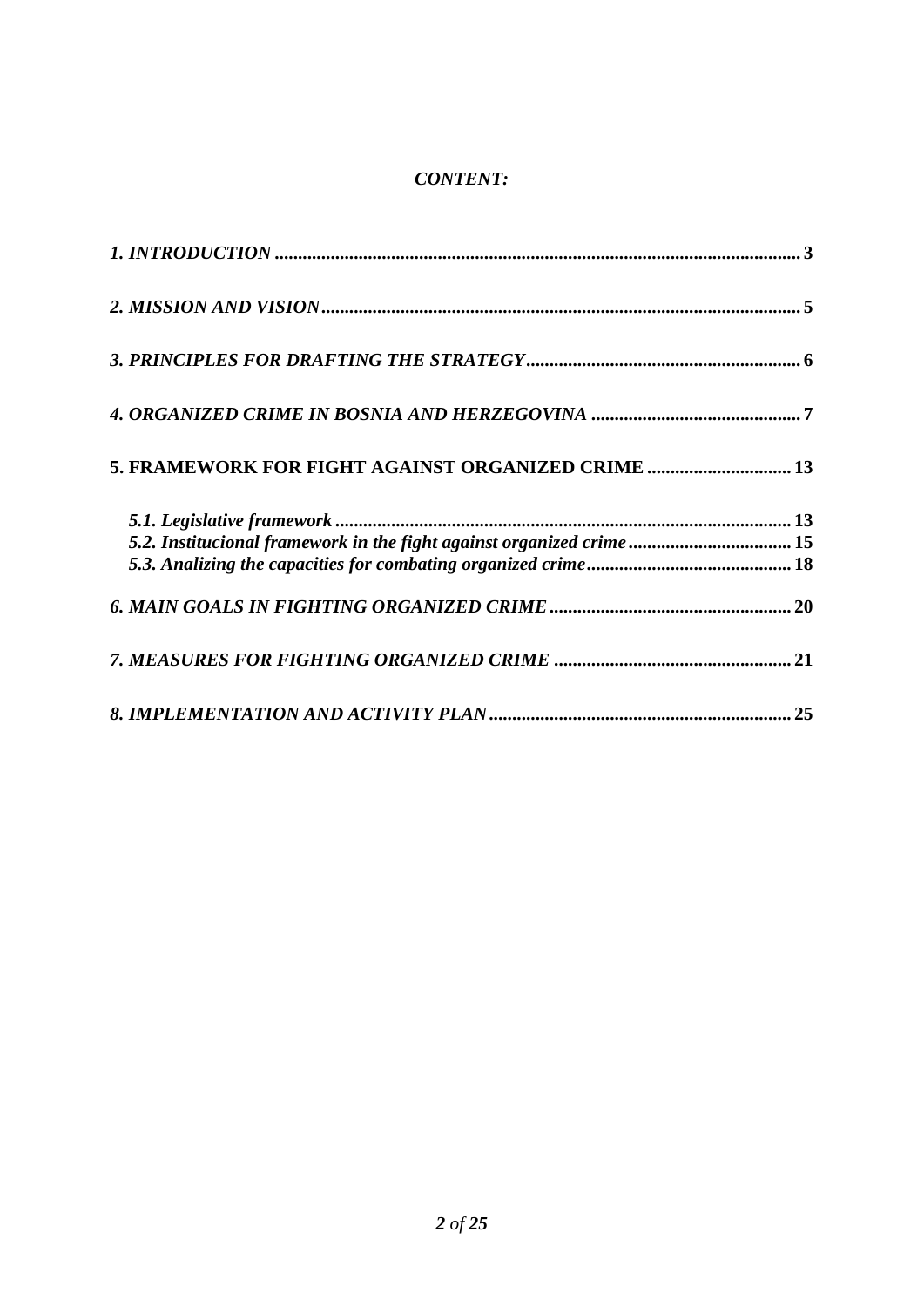## *CONTENT:*

***1. INTRODUCTION*** **........................................................................................................... 3**

***2. MISSION AND VISION*** **................................................................................................ 5**

***3. PRINCIPLES FOR DRAFTING THE STRATEGY*** **..................................................... 6**

***4. ORGANIZED CRIME IN BOSNIA AND HERZEGOVINA*** **........................................ 7**

**5. FRAMEWORK FOR FIGHT AGAINST ORGANIZED CRIME ............................ 13**

- ***5.1. Legislative framework*** **.......................................................................................... 13**
- ***5.2. Institucional framework in the fight against organized crime*** **............................ 15**
- ***5.3. Analizing the capacities for combating organized crime*** **.................................... 18**

***6. MAIN GOALS IN FIGHTING ORGANIZED CRIME*** **............................................ 20**

***7. MEASURES FOR FIGHTING ORGANIZED CRIME*** **.............................................. 21**

***8. IMPLEMENTATION AND ACTIVITY PLAN*** **......................................................... 25**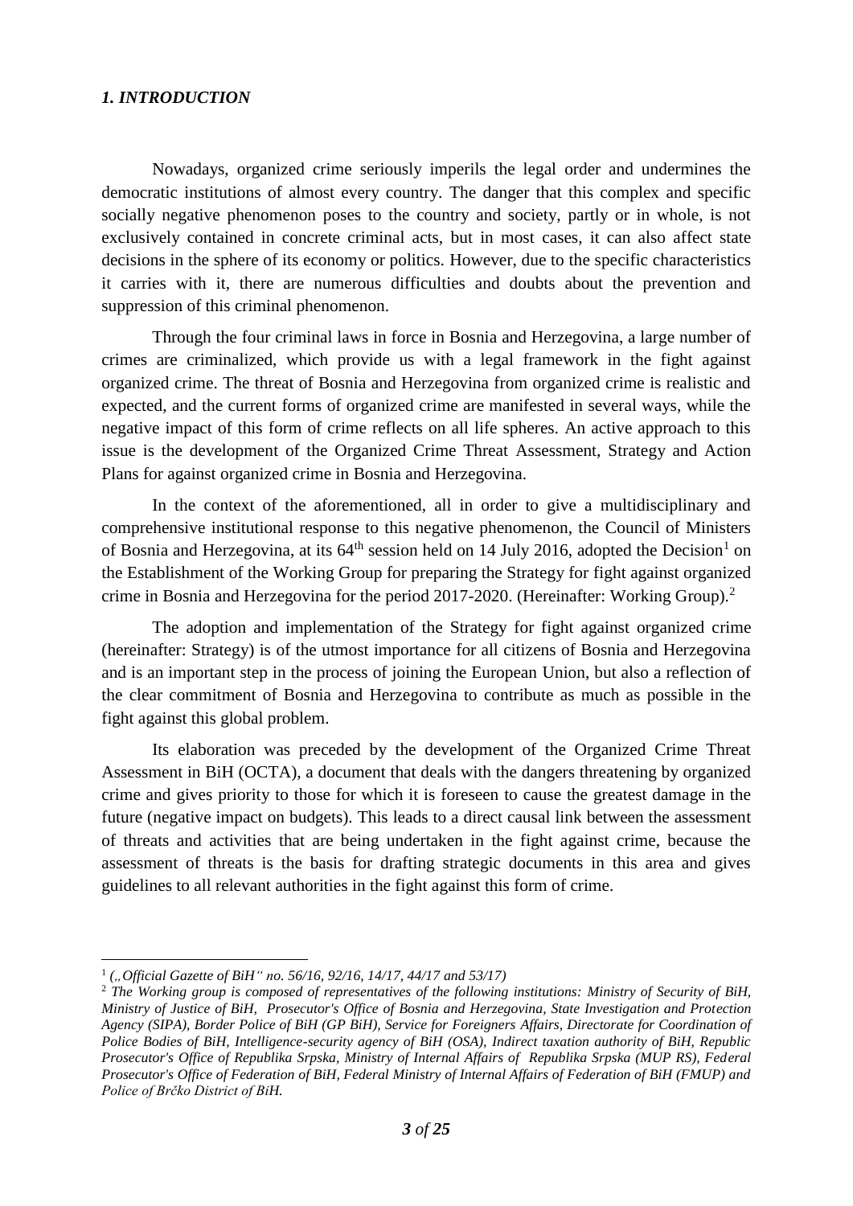## *1. INTRODUCTION*

Nowadays, organized crime seriously imperils the legal order and undermines the democratic institutions of almost every country. The danger that this complex and specific socially negative phenomenon poses to the country and society, partly or in whole, is not exclusively contained in concrete criminal acts, but in most cases, it can also affect state decisions in the sphere of its economy or politics. However, due to the specific characteristics it carries with it, there are numerous difficulties and doubts about the prevention and suppression of this criminal phenomenon.

Through the four criminal laws in force in Bosnia and Herzegovina, a large number of crimes are criminalized, which provide us with a legal framework in the fight against organized crime. The threat of Bosnia and Herzegovina from organized crime is realistic and expected, and the current forms of organized crime are manifested in several ways, while the negative impact of this form of crime reflects on all life spheres. An active approach to this issue is the development of the Organized Crime Threat Assessment, Strategy and Action Plans for against organized crime in Bosnia and Herzegovina.

In the context of the aforementioned, all in order to give a multidisciplinary and comprehensive institutional response to this negative phenomenon, the Council of Ministers of Bosnia and Herzegovina, at its 64th session held on 14 July 2016, adopted the Decision[1] on the Establishment of the Working Group for preparing the Strategy for fight against organized crime in Bosnia and Herzegovina for the period 2017-2020. (Hereinafter: Working Group).[2]

The adoption and implementation of the Strategy for fight against organized crime (hereinafter: Strategy) is of the utmost importance for all citizens of Bosnia and Herzegovina and is an important step in the process of joining the European Union, but also a reflection of the clear commitment of Bosnia and Herzegovina to contribute as much as possible in the fight against this global problem.

Its elaboration was preceded by the development of the Organized Crime Threat Assessment in BiH (OCTA), a document that deals with the dangers threatening by organized crime and gives priority to those for which it is foreseen to cause the greatest damage in the future (negative impact on budgets). This leads to a direct causal link between the assessment of threats and activities that are being undertaken in the fight against crime, because the assessment of threats is the basis for drafting strategic documents in this area and gives guidelines to all relevant authorities in the fight against this form of crime.

---

[1] *(„Official Gazette of BiH“ no. 56/16, 92/16, 14/17, 44/17 and 53/17)*

[2] *The Working group is composed of representatives of the following institutions: Ministry of Security of BiH, Ministry of Justice of BiH, Prosecutor's Office of Bosnia and Herzegovina, State Investigation and Protection Agency (SIPA), Border Police of BiH (GP BiH), Service for Foreigners Affairs, Directorate for Coordination of Police Bodies of BiH, Intelligence-security agency of BiH (OSA), Indirect taxation authority of BiH, Republic Prosecutor's Office of Republika Srpska, Ministry of Internal Affairs of Republika Srpska (MUP RS), Federal Prosecutor's Office of Federation of BiH, Federal Ministry of Internal Affairs of Federation of BiH (FMUP) and Police of Brčko District of BiH.*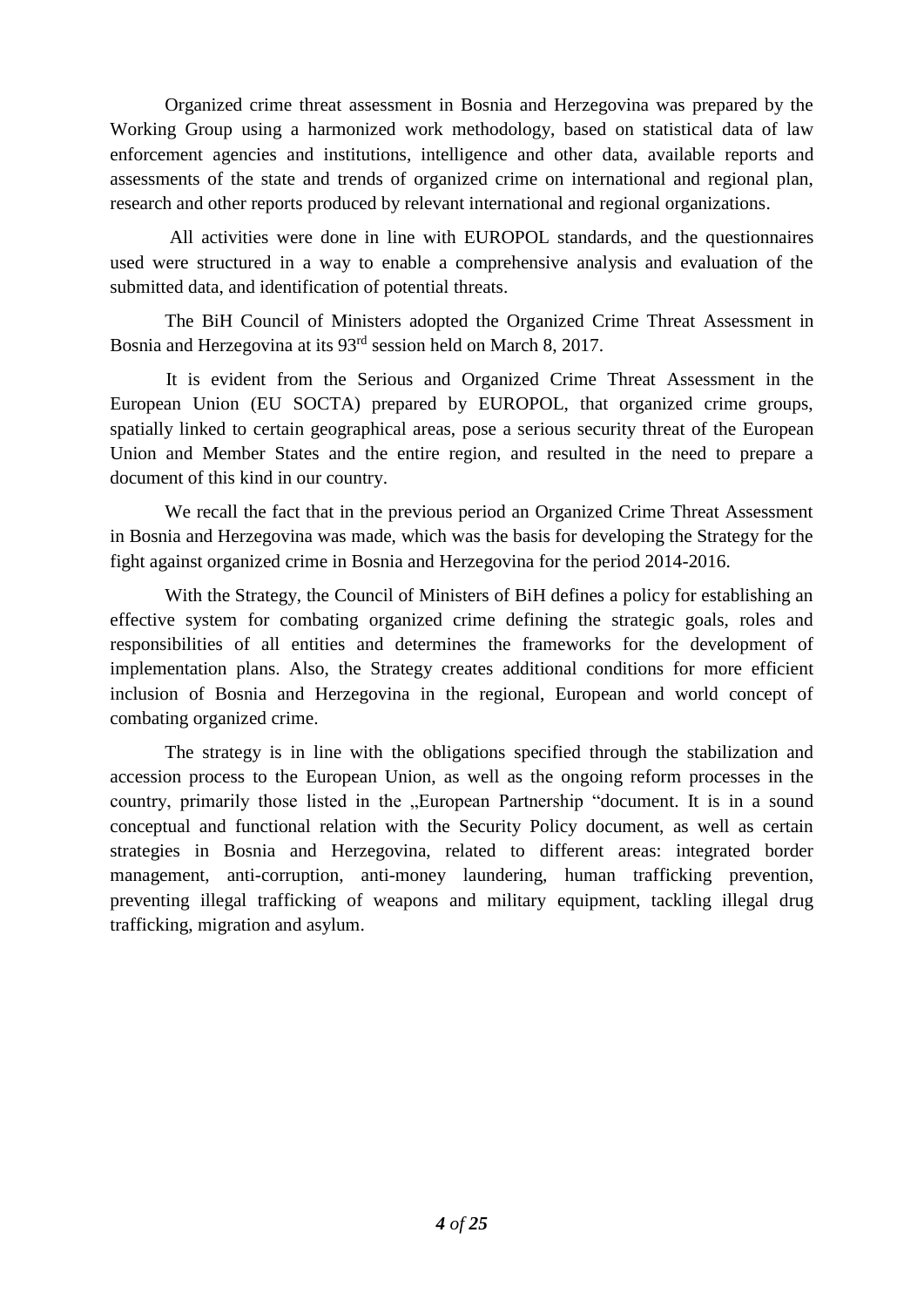Organized crime threat assessment in Bosnia and Herzegovina was prepared by the Working Group using a harmonized work methodology, based on statistical data of law enforcement agencies and institutions, intelligence and other data, available reports and assessments of the state and trends of organized crime on international and regional plan, research and other reports produced by relevant international and regional organizations.

All activities were done in line with EUROPOL standards, and the questionnaires used were structured in a way to enable a comprehensive analysis and evaluation of the submitted data, and identification of potential threats.

The BiH Council of Ministers adopted the Organized Crime Threat Assessment in Bosnia and Herzegovina at its 93rd session held on March 8, 2017.

It is evident from the Serious and Organized Crime Threat Assessment in the European Union (EU SOCTA) prepared by EUROPOL, that organized crime groups, spatially linked to certain geographical areas, pose a serious security threat of the European Union and Member States and the entire region, and resulted in the need to prepare a document of this kind in our country.

We recall the fact that in the previous period an Organized Crime Threat Assessment in Bosnia and Herzegovina was made, which was the basis for developing the Strategy for the fight against organized crime in Bosnia and Herzegovina for the period 2014-2016.

With the Strategy, the Council of Ministers of BiH defines a policy for establishing an effective system for combating organized crime defining the strategic goals, roles and responsibilities of all entities and determines the frameworks for the development of implementation plans. Also, the Strategy creates additional conditions for more efficient inclusion of Bosnia and Herzegovina in the regional, European and world concept of combating organized crime.

The strategy is in line with the obligations specified through the stabilization and accession process to the European Union, as well as the ongoing reform processes in the country, primarily those listed in the „European Partnership "document. It is in a sound conceptual and functional relation with the Security Policy document, as well as certain strategies in Bosnia and Herzegovina, related to different areas: integrated border management, anti-corruption, anti-money laundering, human trafficking prevention, preventing illegal trafficking of weapons and military equipment, tackling illegal drug trafficking, migration and asylum.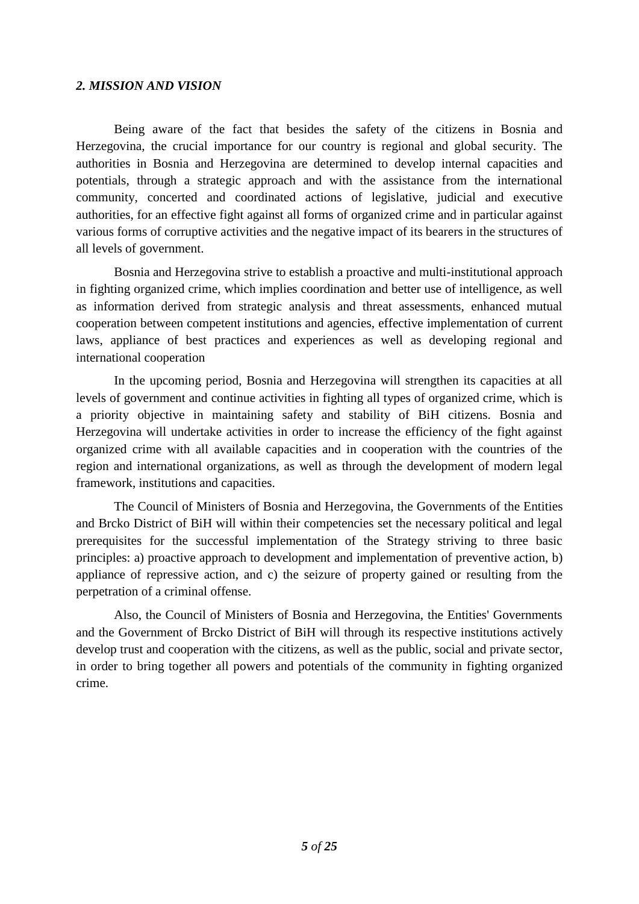## *2. MISSION AND VISION*

Being aware of the fact that besides the safety of the citizens in Bosnia and Herzegovina, the crucial importance for our country is regional and global security. The authorities in Bosnia and Herzegovina are determined to develop internal capacities and potentials, through a strategic approach and with the assistance from the international community, concerted and coordinated actions of legislative, judicial and executive authorities, for an effective fight against all forms of organized crime and in particular against various forms of corruptive activities and the negative impact of its bearers in the structures of all levels of government.

Bosnia and Herzegovina strive to establish a proactive and multi-institutional approach in fighting organized crime, which implies coordination and better use of intelligence, as well as information derived from strategic analysis and threat assessments, enhanced mutual cooperation between competent institutions and agencies, effective implementation of current laws, appliance of best practices and experiences as well as developing regional and international cooperation

In the upcoming period, Bosnia and Herzegovina will strengthen its capacities at all levels of government and continue activities in fighting all types of organized crime, which is a priority objective in maintaining safety and stability of BiH citizens. Bosnia and Herzegovina will undertake activities in order to increase the efficiency of the fight against organized crime with all available capacities and in cooperation with the countries of the region and international organizations, as well as through the development of modern legal framework, institutions and capacities.

The Council of Ministers of Bosnia and Herzegovina, the Governments of the Entities and Brcko District of BiH will within their competencies set the necessary political and legal prerequisites for the successful implementation of the Strategy striving to three basic principles: a) proactive approach to development and implementation of preventive action, b) appliance of repressive action, and c) the seizure of property gained or resulting from the perpetration of a criminal offense.

Also, the Council of Ministers of Bosnia and Herzegovina, the Entities' Governments and the Government of Brcko District of BiH will through its respective institutions actively develop trust and cooperation with the citizens, as well as the public, social and private sector, in order to bring together all powers and potentials of the community in fighting organized crime.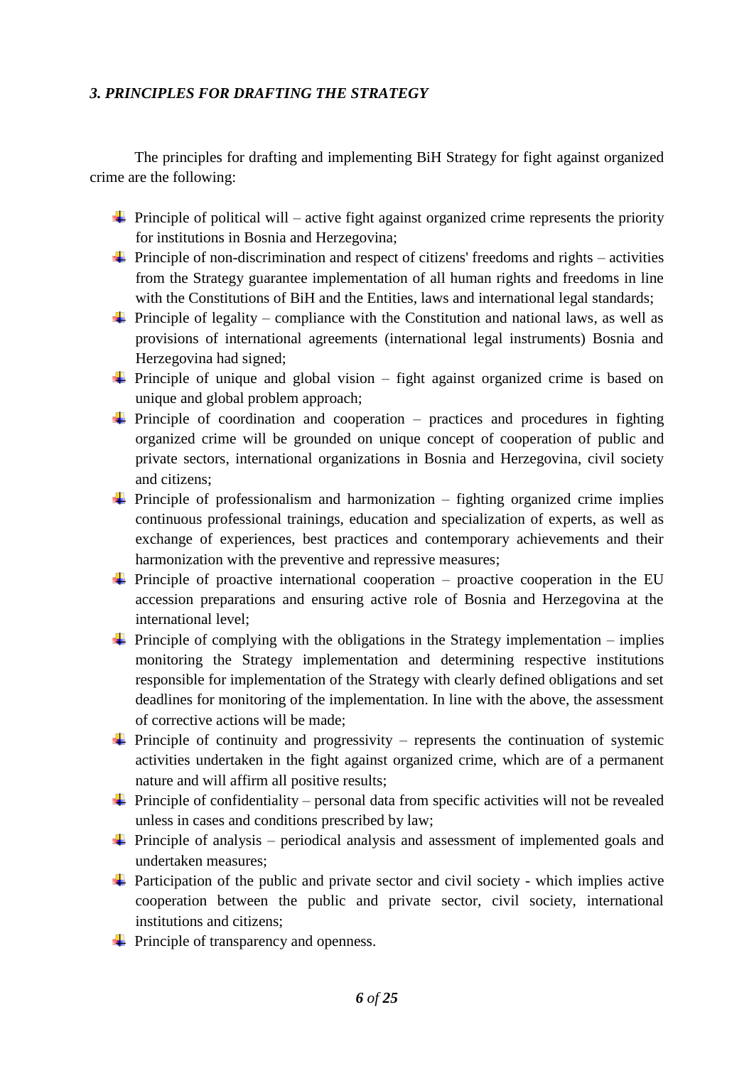### *3. PRINCIPLES FOR DRAFTING THE STRATEGY*

The principles for drafting and implementing BiH Strategy for fight against organized crime are the following:

- Principle of political will – active fight against organized crime represents the priority for institutions in Bosnia and Herzegovina;
- Principle of non-discrimination and respect of citizens' freedoms and rights – activities from the Strategy guarantee implementation of all human rights and freedoms in line with the Constitutions of BiH and the Entities, laws and international legal standards;
- Principle of legality – compliance with the Constitution and national laws, as well as provisions of international agreements (international legal instruments) Bosnia and Herzegovina had signed;
- Principle of unique and global vision – fight against organized crime is based on unique and global problem approach;
- Principle of coordination and cooperation – practices and procedures in fighting organized crime will be grounded on unique concept of cooperation of public and private sectors, international organizations in Bosnia and Herzegovina, civil society and citizens;
- Principle of professionalism and harmonization – fighting organized crime implies continuous professional trainings, education and specialization of experts, as well as exchange of experiences, best practices and contemporary achievements and their harmonization with the preventive and repressive measures;
- Principle of proactive international cooperation – proactive cooperation in the EU accession preparations and ensuring active role of Bosnia and Herzegovina at the international level;
- Principle of complying with the obligations in the Strategy implementation – implies monitoring the Strategy implementation and determining respective institutions responsible for implementation of the Strategy with clearly defined obligations and set deadlines for monitoring of the implementation. In line with the above, the assessment of corrective actions will be made;
- Principle of continuity and progressivity – represents the continuation of systemic activities undertaken in the fight against organized crime, which are of a permanent nature and will affirm all positive results;
- Principle of confidentiality – personal data from specific activities will not be revealed unless in cases and conditions prescribed by law;
- Principle of analysis – periodical analysis and assessment of implemented goals and undertaken measures;
- Participation of the public and private sector and civil society - which implies active cooperation between the public and private sector, civil society, international institutions and citizens;
- Principle of transparency and openness.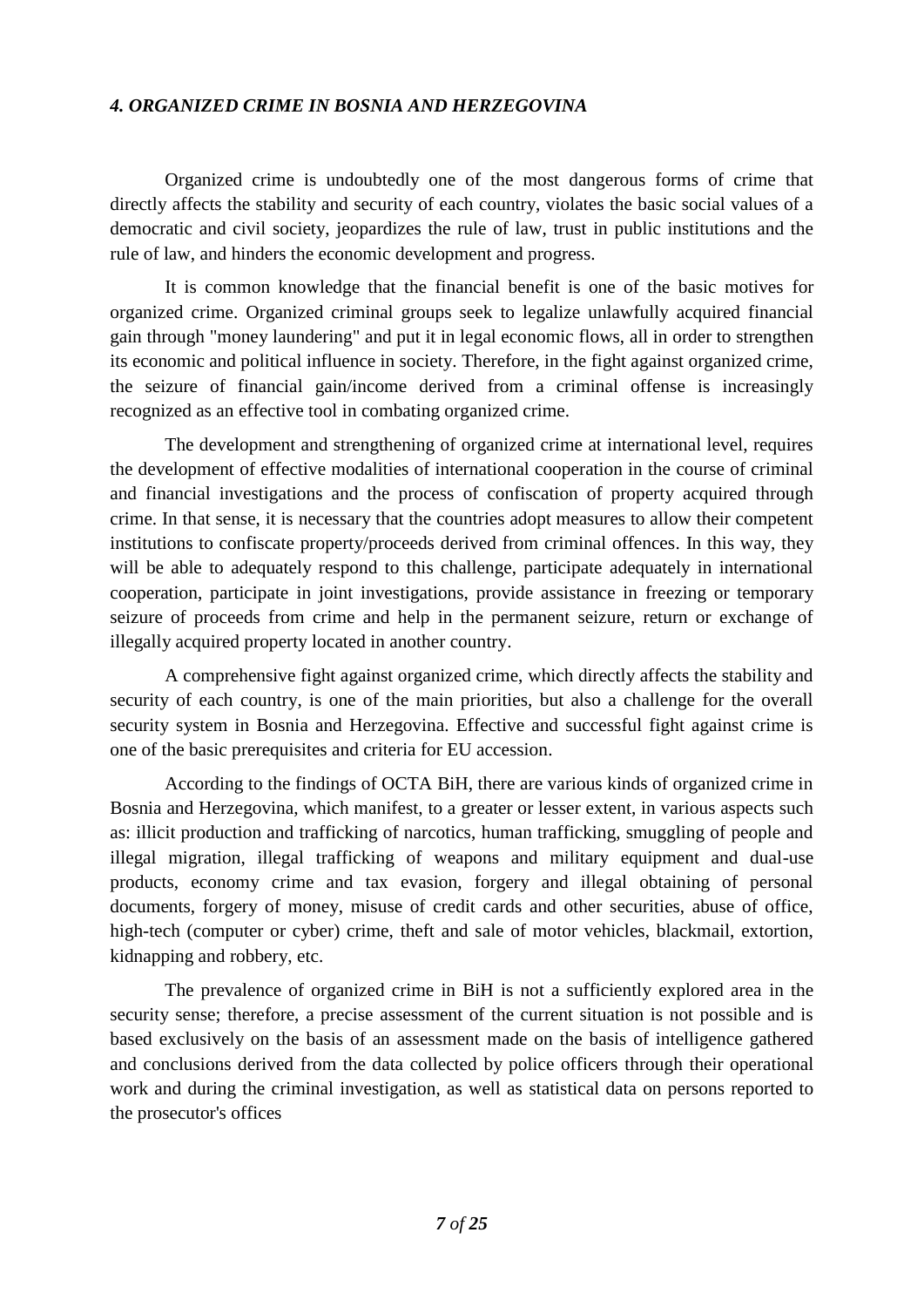## *4. ORGANIZED CRIME IN BOSNIA AND HERZEGOVINA*

Organized crime is undoubtedly one of the most dangerous forms of crime that directly affects the stability and security of each country, violates the basic social values of a democratic and civil society, jeopardizes the rule of law, trust in public institutions and the rule of law, and hinders the economic development and progress.

It is common knowledge that the financial benefit is one of the basic motives for organized crime. Organized criminal groups seek to legalize unlawfully acquired financial gain through "money laundering" and put it in legal economic flows, all in order to strengthen its economic and political influence in society. Therefore, in the fight against organized crime, the seizure of financial gain/income derived from a criminal offense is increasingly recognized as an effective tool in combating organized crime.

The development and strengthening of organized crime at international level, requires the development of effective modalities of international cooperation in the course of criminal and financial investigations and the process of confiscation of property acquired through crime. In that sense, it is necessary that the countries adopt measures to allow their competent institutions to confiscate property/proceeds derived from criminal offences. In this way, they will be able to adequately respond to this challenge, participate adequately in international cooperation, participate in joint investigations, provide assistance in freezing or temporary seizure of proceeds from crime and help in the permanent seizure, return or exchange of illegally acquired property located in another country.

A comprehensive fight against organized crime, which directly affects the stability and security of each country, is one of the main priorities, but also a challenge for the overall security system in Bosnia and Herzegovina. Effective and successful fight against crime is one of the basic prerequisites and criteria for EU accession.

According to the findings of OCTA BiH, there are various kinds of organized crime in Bosnia and Herzegovina, which manifest, to a greater or lesser extent, in various aspects such as: illicit production and trafficking of narcotics, human trafficking, smuggling of people and illegal migration, illegal trafficking of weapons and military equipment and dual-use products, economy crime and tax evasion, forgery and illegal obtaining of personal documents, forgery of money, misuse of credit cards and other securities, abuse of office, high-tech (computer or cyber) crime, theft and sale of motor vehicles, blackmail, extortion, kidnapping and robbery, etc.

The prevalence of organized crime in BiH is not a sufficiently explored area in the security sense; therefore, a precise assessment of the current situation is not possible and is based exclusively on the basis of an assessment made on the basis of intelligence gathered and conclusions derived from the data collected by police officers through their operational work and during the criminal investigation, as well as statistical data on persons reported to the prosecutor's offices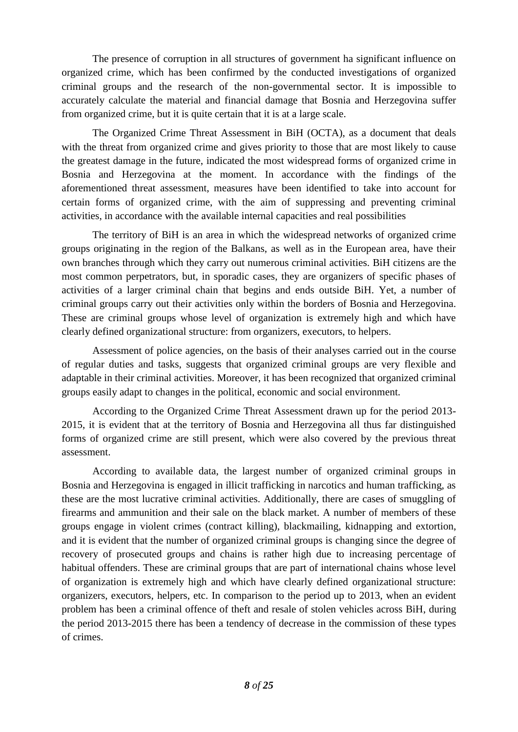The presence of corruption in all structures of government ha significant influence on organized crime, which has been confirmed by the conducted investigations of organized criminal groups and the research of the non-governmental sector. It is impossible to accurately calculate the material and financial damage that Bosnia and Herzegovina suffer from organized crime, but it is quite certain that it is at a large scale.

The Organized Crime Threat Assessment in BiH (OCTA), as a document that deals with the threat from organized crime and gives priority to those that are most likely to cause the greatest damage in the future, indicated the most widespread forms of organized crime in Bosnia and Herzegovina at the moment. In accordance with the findings of the aforementioned threat assessment, measures have been identified to take into account for certain forms of organized crime, with the aim of suppressing and preventing criminal activities, in accordance with the available internal capacities and real possibilities

The territory of BiH is an area in which the widespread networks of organized crime groups originating in the region of the Balkans, as well as in the European area, have their own branches through which they carry out numerous criminal activities. BiH citizens are the most common perpetrators, but, in sporadic cases, they are organizers of specific phases of activities of a larger criminal chain that begins and ends outside BiH. Yet, a number of criminal groups carry out their activities only within the borders of Bosnia and Herzegovina. These are criminal groups whose level of organization is extremely high and which have clearly defined organizational structure: from organizers, executors, to helpers.

Assessment of police agencies, on the basis of their analyses carried out in the course of regular duties and tasks, suggests that organized criminal groups are very flexible and adaptable in their criminal activities. Moreover, it has been recognized that organized criminal groups easily adapt to changes in the political, economic and social environment.

According to the Organized Crime Threat Assessment drawn up for the period 2013-2015, it is evident that at the territory of Bosnia and Herzegovina all thus far distinguished forms of organized crime are still present, which were also covered by the previous threat assessment.

According to available data, the largest number of organized criminal groups in Bosnia and Herzegovina is engaged in illicit trafficking in narcotics and human trafficking, as these are the most lucrative criminal activities. Additionally, there are cases of smuggling of firearms and ammunition and their sale on the black market. A number of members of these groups engage in violent crimes (contract killing), blackmailing, kidnapping and extortion, and it is evident that the number of organized criminal groups is changing since the degree of recovery of prosecuted groups and chains is rather high due to increasing percentage of habitual offenders. These are criminal groups that are part of international chains whose level of organization is extremely high and which have clearly defined organizational structure: organizers, executors, helpers, etc. In comparison to the period up to 2013, when an evident problem has been a criminal offence of theft and resale of stolen vehicles across BiH, during the period 2013-2015 there has been a tendency of decrease in the commission of these types of crimes.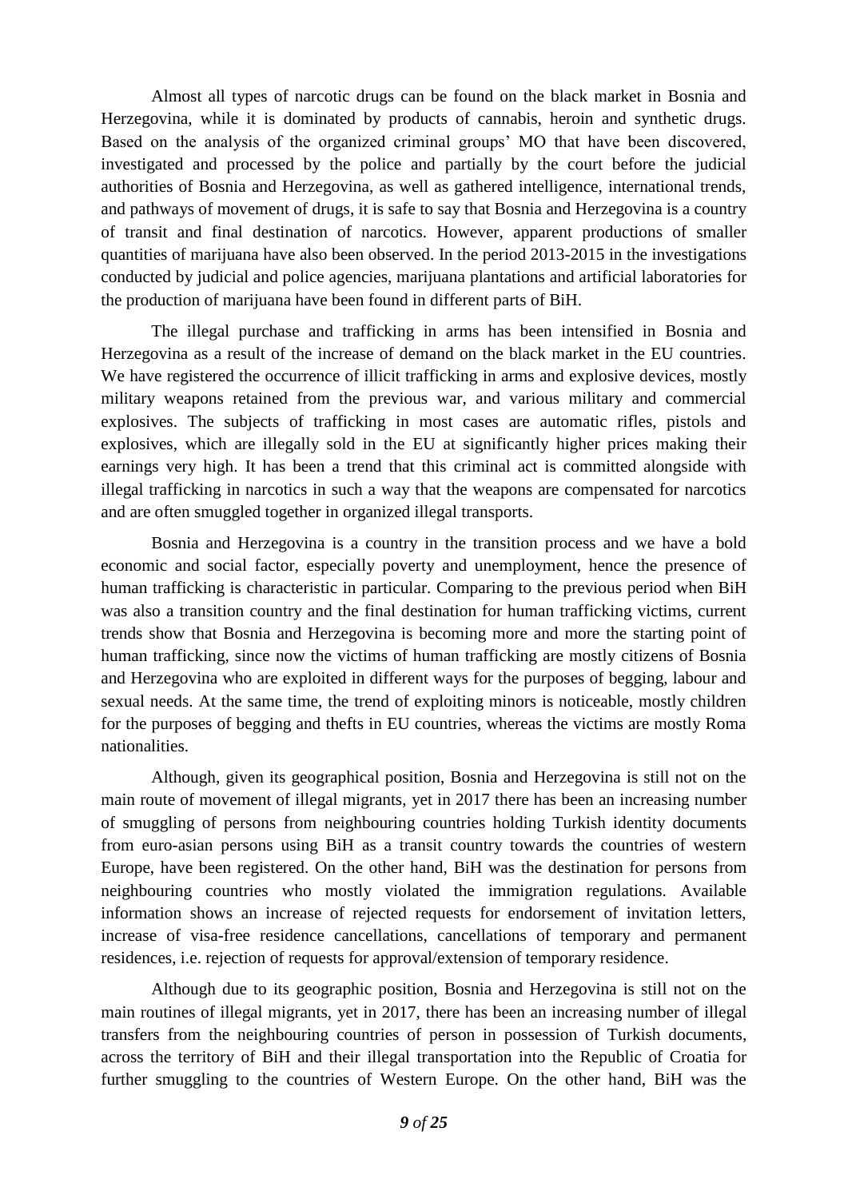Almost all types of narcotic drugs can be found on the black market in Bosnia and Herzegovina, while it is dominated by products of cannabis, heroin and synthetic drugs. Based on the analysis of the organized criminal groups' MO that have been discovered, investigated and processed by the police and partially by the court before the judicial authorities of Bosnia and Herzegovina, as well as gathered intelligence, international trends, and pathways of movement of drugs, it is safe to say that Bosnia and Herzegovina is a country of transit and final destination of narcotics. However, apparent productions of smaller quantities of marijuana have also been observed. In the period 2013-2015 in the investigations conducted by judicial and police agencies, marijuana plantations and artificial laboratories for the production of marijuana have been found in different parts of BiH.

The illegal purchase and trafficking in arms has been intensified in Bosnia and Herzegovina as a result of the increase of demand on the black market in the EU countries. We have registered the occurrence of illicit trafficking in arms and explosive devices, mostly military weapons retained from the previous war, and various military and commercial explosives. The subjects of trafficking in most cases are automatic rifles, pistols and explosives, which are illegally sold in the EU at significantly higher prices making their earnings very high. It has been a trend that this criminal act is committed alongside with illegal trafficking in narcotics in such a way that the weapons are compensated for narcotics and are often smuggled together in organized illegal transports.

Bosnia and Herzegovina is a country in the transition process and we have a bold economic and social factor, especially poverty and unemployment, hence the presence of human trafficking is characteristic in particular. Comparing to the previous period when BiH was also a transition country and the final destination for human trafficking victims, current trends show that Bosnia and Herzegovina is becoming more and more the starting point of human trafficking, since now the victims of human trafficking are mostly citizens of Bosnia and Herzegovina who are exploited in different ways for the purposes of begging, labour and sexual needs. At the same time, the trend of exploiting minors is noticeable, mostly children for the purposes of begging and thefts in EU countries, whereas the victims are mostly Roma nationalities.

Although, given its geographical position, Bosnia and Herzegovina is still not on the main route of movement of illegal migrants, yet in 2017 there has been an increasing number of smuggling of persons from neighbouring countries holding Turkish identity documents from euro-asian persons using BiH as a transit country towards the countries of western Europe, have been registered. On the other hand, BiH was the destination for persons from neighbouring countries who mostly violated the immigration regulations. Available information shows an increase of rejected requests for endorsement of invitation letters, increase of visa-free residence cancellations, cancellations of temporary and permanent residences, i.e. rejection of requests for approval/extension of temporary residence.

Although due to its geographic position, Bosnia and Herzegovina is still not on the main routines of illegal migrants, yet in 2017, there has been an increasing number of illegal transfers from the neighbouring countries of person in possession of Turkish documents, across the territory of BiH and their illegal transportation into the Republic of Croatia for further smuggling to the countries of Western Europe. On the other hand, BiH was the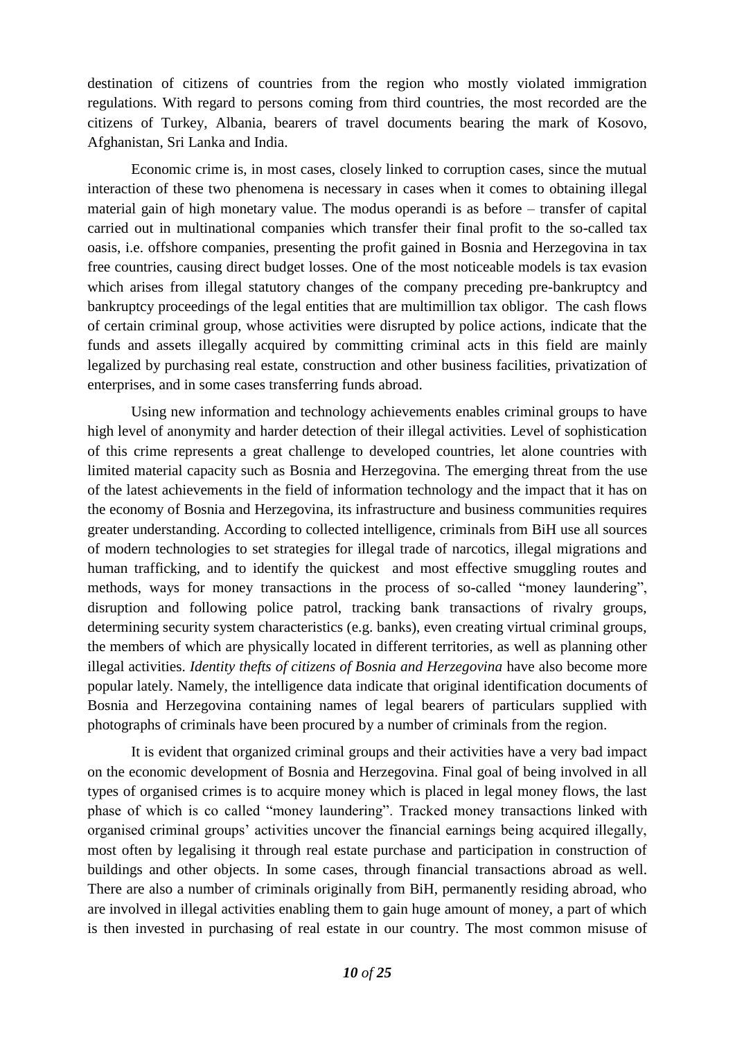destination of citizens of countries from the region who mostly violated immigration regulations. With regard to persons coming from third countries, the most recorded are the citizens of Turkey, Albania, bearers of travel documents bearing the mark of Kosovo, Afghanistan, Sri Lanka and India.

Economic crime is, in most cases, closely linked to corruption cases, since the mutual interaction of these two phenomena is necessary in cases when it comes to obtaining illegal material gain of high monetary value. The modus operandi is as before – transfer of capital carried out in multinational companies which transfer their final profit to the so-called tax oasis, i.e. offshore companies, presenting the profit gained in Bosnia and Herzegovina in tax free countries, causing direct budget losses. One of the most noticeable models is tax evasion which arises from illegal statutory changes of the company preceding pre-bankruptcy and bankruptcy proceedings of the legal entities that are multimillion tax obligor. The cash flows of certain criminal group, whose activities were disrupted by police actions, indicate that the funds and assets illegally acquired by committing criminal acts in this field are mainly legalized by purchasing real estate, construction and other business facilities, privatization of enterprises, and in some cases transferring funds abroad.

Using new information and technology achievements enables criminal groups to have high level of anonymity and harder detection of their illegal activities. Level of sophistication of this crime represents a great challenge to developed countries, let alone countries with limited material capacity such as Bosnia and Herzegovina. The emerging threat from the use of the latest achievements in the field of information technology and the impact that it has on the economy of Bosnia and Herzegovina, its infrastructure and business communities requires greater understanding. According to collected intelligence, criminals from BiH use all sources of modern technologies to set strategies for illegal trade of narcotics, illegal migrations and human trafficking, and to identify the quickest and most effective smuggling routes and methods, ways for money transactions in the process of so-called "money laundering", disruption and following police patrol, tracking bank transactions of rivalry groups, determining security system characteristics (e.g. banks), even creating virtual criminal groups, the members of which are physically located in different territories, as well as planning other illegal activities. *Identity thefts of citizens of Bosnia and Herzegovina* have also become more popular lately. Namely, the intelligence data indicate that original identification documents of Bosnia and Herzegovina containing names of legal bearers of particulars supplied with photographs of criminals have been procured by a number of criminals from the region.

It is evident that organized criminal groups and their activities have a very bad impact on the economic development of Bosnia and Herzegovina. Final goal of being involved in all types of organised crimes is to acquire money which is placed in legal money flows, the last phase of which is co called "money laundering". Tracked money transactions linked with organised criminal groups' activities uncover the financial earnings being acquired illegally, most often by legalising it through real estate purchase and participation in construction of buildings and other objects. In some cases, through financial transactions abroad as well. There are also a number of criminals originally from BiH, permanently residing abroad, who are involved in illegal activities enabling them to gain huge amount of money, a part of which is then invested in purchasing of real estate in our country. The most common misuse of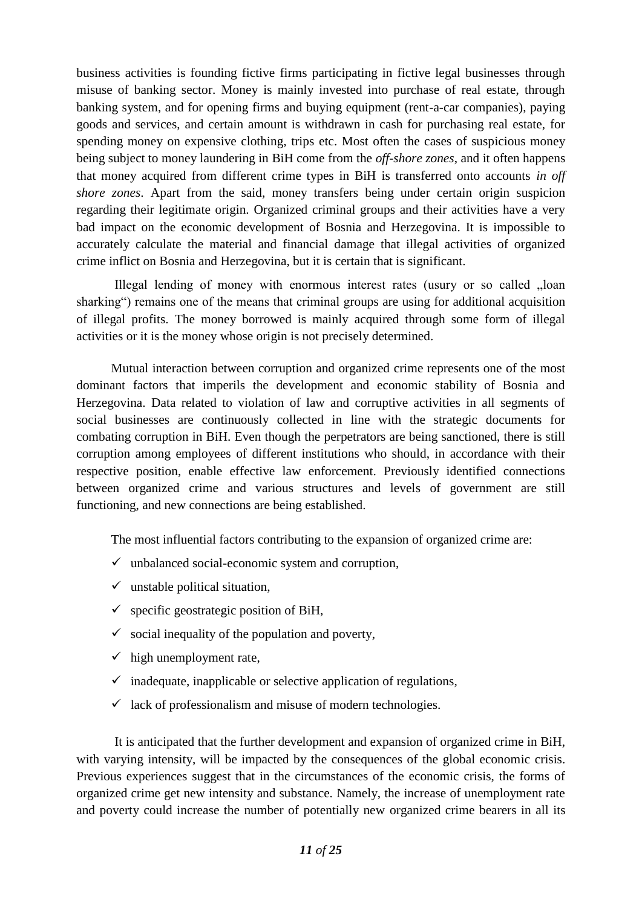business activities is founding fictive firms participating in fictive legal businesses through misuse of banking sector. Money is mainly invested into purchase of real estate, through banking system, and for opening firms and buying equipment (rent-a-car companies), paying goods and services, and certain amount is withdrawn in cash for purchasing real estate, for spending money on expensive clothing, trips etc. Most often the cases of suspicious money being subject to money laundering in BiH come from the *off-shore zones*, and it often happens that money acquired from different crime types in BiH is transferred onto accounts *in off shore zones*. Apart from the said, money transfers being under certain origin suspicion regarding their legitimate origin. Organized criminal groups and their activities have a very bad impact on the economic development of Bosnia and Herzegovina. It is impossible to accurately calculate the material and financial damage that illegal activities of organized crime inflict on Bosnia and Herzegovina, but it is certain that is significant.

Illegal lending of money with enormous interest rates (usury or so called „loan sharking") remains one of the means that criminal groups are using for additional acquisition of illegal profits. The money borrowed is mainly acquired through some form of illegal activities or it is the money whose origin is not precisely determined.

Mutual interaction between corruption and organized crime represents one of the most dominant factors that imperils the development and economic stability of Bosnia and Herzegovina. Data related to violation of law and corruptive activities in all segments of social businesses are continuously collected in line with the strategic documents for combating corruption in BiH. Even though the perpetrators are being sanctioned, there is still corruption among employees of different institutions who should, in accordance with their respective position, enable effective law enforcement. Previously identified connections between organized crime and various structures and levels of government are still functioning, and new connections are being established.

The most influential factors contributing to the expansion of organized crime are:

- ✓ unbalanced social-economic system and corruption,
- ✓ unstable political situation,
- ✓ specific geostrategic position of BiH,
- ✓ social inequality of the population and poverty,
- ✓ high unemployment rate,
- ✓ inadequate, inapplicable or selective application of regulations,
- ✓ lack of professionalism and misuse of modern technologies.

It is anticipated that the further development and expansion of organized crime in BiH, with varying intensity, will be impacted by the consequences of the global economic crisis. Previous experiences suggest that in the circumstances of the economic crisis, the forms of organized crime get new intensity and substance. Namely, the increase of unemployment rate and poverty could increase the number of potentially new organized crime bearers in all its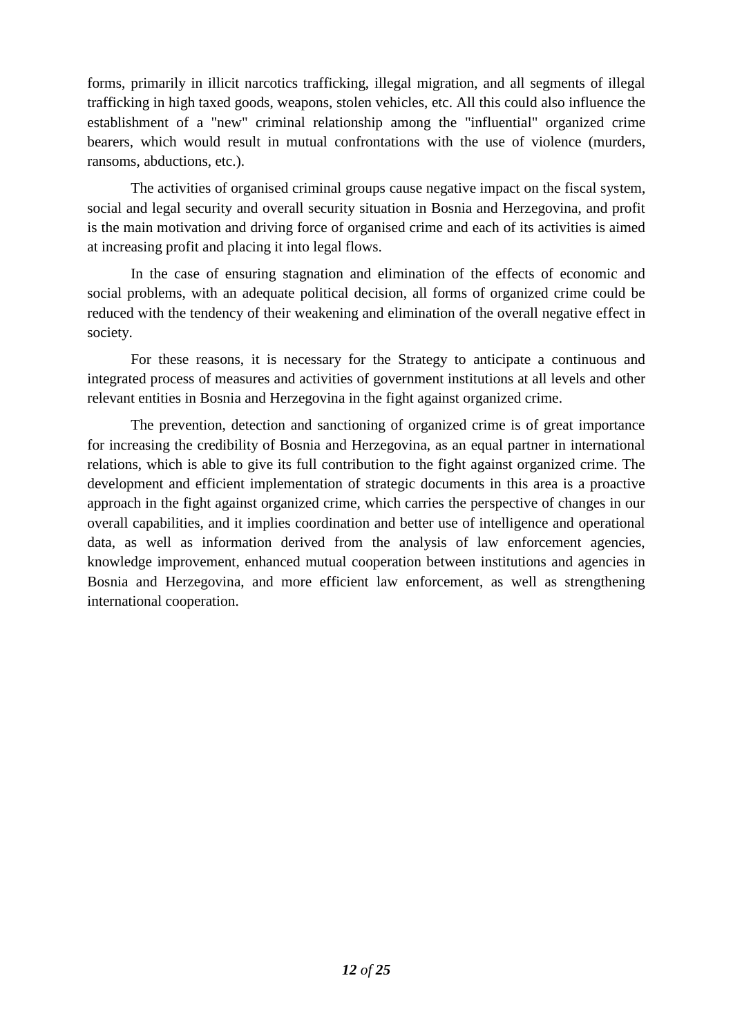forms, primarily in illicit narcotics trafficking, illegal migration, and all segments of illegal trafficking in high taxed goods, weapons, stolen vehicles, etc. All this could also influence the establishment of a "new" criminal relationship among the "influential" organized crime bearers, which would result in mutual confrontations with the use of violence (murders, ransoms, abductions, etc.).

The activities of organised criminal groups cause negative impact on the fiscal system, social and legal security and overall security situation in Bosnia and Herzegovina, and profit is the main motivation and driving force of organised crime and each of its activities is aimed at increasing profit and placing it into legal flows.

In the case of ensuring stagnation and elimination of the effects of economic and social problems, with an adequate political decision, all forms of organized crime could be reduced with the tendency of their weakening and elimination of the overall negative effect in society.

For these reasons, it is necessary for the Strategy to anticipate a continuous and integrated process of measures and activities of government institutions at all levels and other relevant entities in Bosnia and Herzegovina in the fight against organized crime.

The prevention, detection and sanctioning of organized crime is of great importance for increasing the credibility of Bosnia and Herzegovina, as an equal partner in international relations, which is able to give its full contribution to the fight against organized crime. The development and efficient implementation of strategic documents in this area is a proactive approach in the fight against organized crime, which carries the perspective of changes in our overall capabilities, and it implies coordination and better use of intelligence and operational data, as well as information derived from the analysis of law enforcement agencies, knowledge improvement, enhanced mutual cooperation between institutions and agencies in Bosnia and Herzegovina, and more efficient law enforcement, as well as strengthening international cooperation.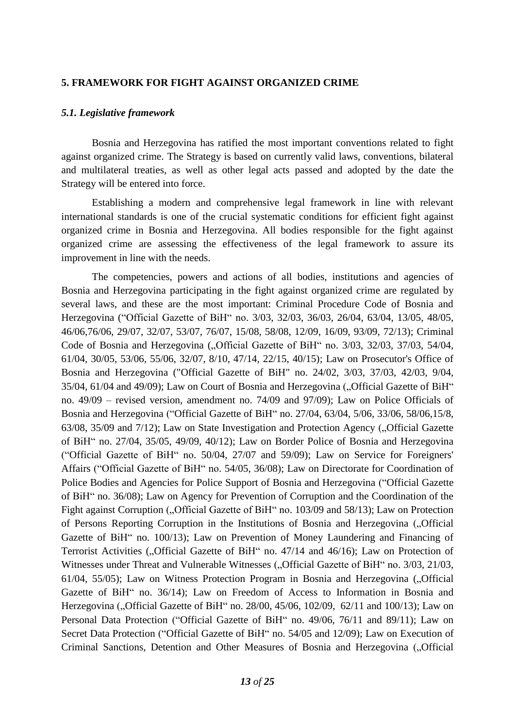## 5. FRAMEWORK FOR FIGHT AGAINST ORGANIZED CRIME

### *5.1. Legislative framework*

Bosnia and Herzegovina has ratified the most important conventions related to fight against organized crime. The Strategy is based on currently valid laws, conventions, bilateral and multilateral treaties, as well as other legal acts passed and adopted by the date the Strategy will be entered into force.

Establishing a modern and comprehensive legal framework in line with relevant international standards is one of the crucial systematic conditions for efficient fight against organized crime in Bosnia and Herzegovina. All bodies responsible for the fight against organized crime are assessing the effectiveness of the legal framework to assure its improvement in line with the needs.

The competencies, powers and actions of all bodies, institutions and agencies of Bosnia and Herzegovina participating in the fight against organized crime are regulated by several laws, and these are the most important: Criminal Procedure Code of Bosnia and Herzegovina ("Official Gazette of BiH" no. 3/03, 32/03, 36/03, 26/04, 63/04, 13/05, 48/05, 46/06,76/06, 29/07, 32/07, 53/07, 76/07, 15/08, 58/08, 12/09, 16/09, 93/09, 72/13); Criminal Code of Bosnia and Herzegovina („Official Gazette of BiH" no. 3/03, 32/03, 37/03, 54/04, 61/04, 30/05, 53/06, 55/06, 32/07, 8/10, 47/14, 22/15, 40/15); Law on Prosecutor's Office of Bosnia and Herzegovina ("Official Gazette of BiH" no. 24/02, 3/03, 37/03, 42/03, 9/04, 35/04, 61/04 and 49/09); Law on Court of Bosnia and Herzegovina („Official Gazette of BiH" no. 49/09 – revised version, amendment no. 74/09 and 97/09); Law on Police Officials of Bosnia and Herzegovina ("Official Gazette of BiH" no. 27/04, 63/04, 5/06, 33/06, 58/06,15/8, 63/08, 35/09 and 7/12); Law on State Investigation and Protection Agency („Official Gazette of BiH" no. 27/04, 35/05, 49/09, 40/12); Law on Border Police of Bosnia and Herzegovina ("Official Gazette of BiH" no. 50/04, 27/07 and 59/09); Law on Service for Foreigners' Affairs ("Official Gazette of BiH" no. 54/05, 36/08); Law on Directorate for Coordination of Police Bodies and Agencies for Police Support of Bosnia and Herzegovina ("Official Gazette of BiH" no. 36/08); Law on Agency for Prevention of Corruption and the Coordination of the Fight against Corruption („Official Gazette of BiH" no. 103/09 and 58/13); Law on Protection of Persons Reporting Corruption in the Institutions of Bosnia and Herzegovina („Official Gazette of BiH" no. 100/13); Law on Prevention of Money Laundering and Financing of Terrorist Activities („Official Gazette of BiH" no. 47/14 and 46/16); Law on Protection of Witnesses under Threat and Vulnerable Witnesses („Official Gazette of BiH" no. 3/03, 21/03, 61/04, 55/05); Law on Witness Protection Program in Bosnia and Herzegovina („Official Gazette of BiH" no. 36/14); Law on Freedom of Access to Information in Bosnia and Herzegovina („Official Gazette of BiH" no. 28/00, 45/06, 102/09, 62/11 and 100/13); Law on Personal Data Protection ("Official Gazette of BiH" no. 49/06, 76/11 and 89/11); Law on Secret Data Protection ("Official Gazette of BiH" no. 54/05 and 12/09); Law on Execution of Criminal Sanctions, Detention and Other Measures of Bosnia and Herzegovina („Official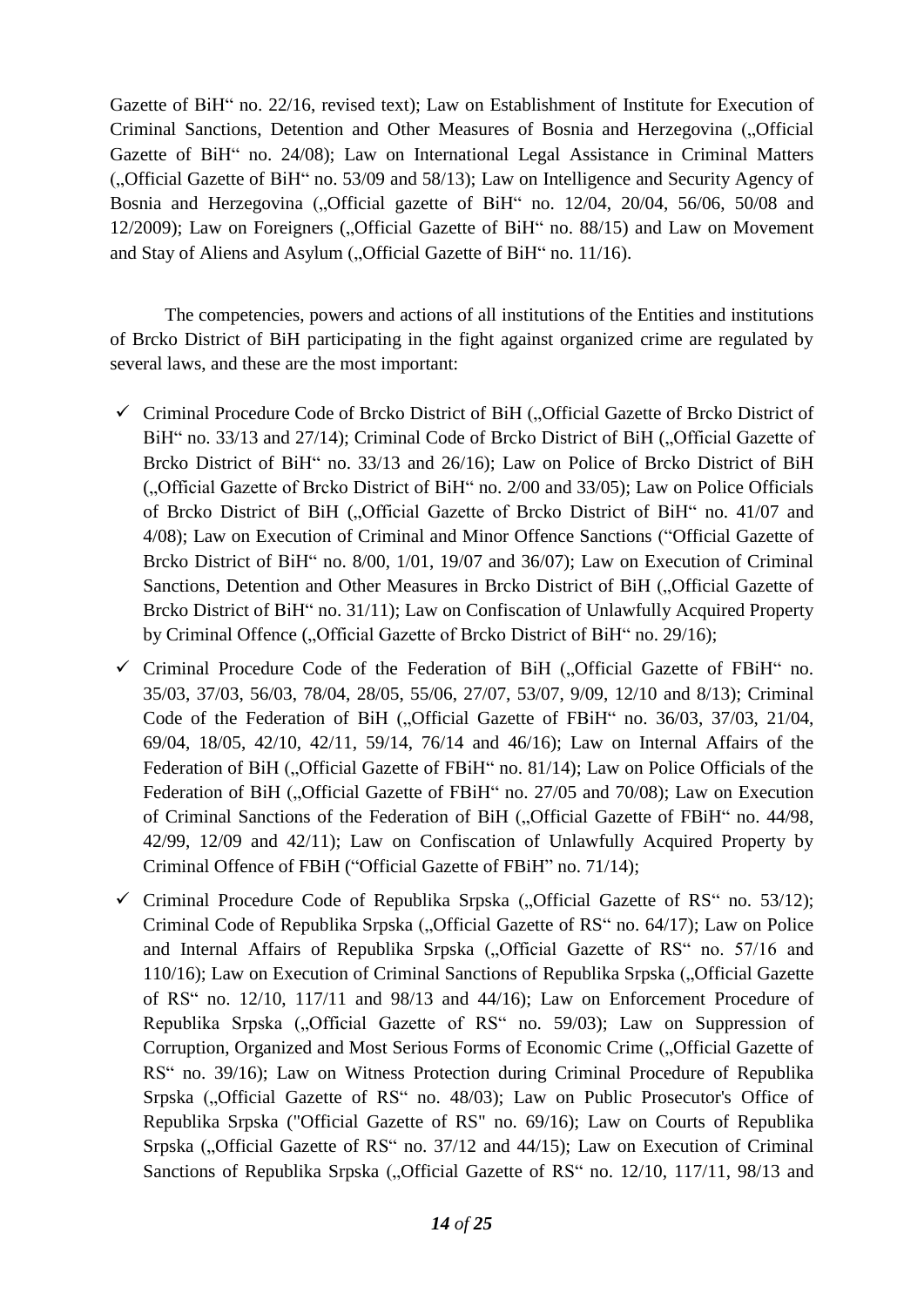Gazette of BiH" no. 22/16, revised text); Law on Establishment of Institute for Execution of Criminal Sanctions, Detention and Other Measures of Bosnia and Herzegovina („Official Gazette of BiH" no. 24/08); Law on International Legal Assistance in Criminal Matters („Official Gazette of BiH" no. 53/09 and 58/13); Law on Intelligence and Security Agency of Bosnia and Herzegovina („Official gazette of BiH" no. 12/04, 20/04, 56/06, 50/08 and 12/2009); Law on Foreigners („Official Gazette of BiH" no. 88/15) and Law on Movement and Stay of Aliens and Asylum („Official Gazette of BiH" no. 11/16).

The competencies, powers and actions of all institutions of the Entities and institutions of Brcko District of BiH participating in the fight against organized crime are regulated by several laws, and these are the most important:

- ✓ Criminal Procedure Code of Brcko District of BiH („Official Gazette of Brcko District of BiH" no. 33/13 and 27/14); Criminal Code of Brcko District of BiH („Official Gazette of Brcko District of BiH" no. 33/13 and 26/16); Law on Police of Brcko District of BiH („Official Gazette of Brcko District of BiH" no. 2/00 and 33/05); Law on Police Officials of Brcko District of BiH („Official Gazette of Brcko District of BiH" no. 41/07 and 4/08); Law on Execution of Criminal and Minor Offence Sanctions ("Official Gazette of Brcko District of BiH" no. 8/00, 1/01, 19/07 and 36/07); Law on Execution of Criminal Sanctions, Detention and Other Measures in Brcko District of BiH („Official Gazette of Brcko District of BiH" no. 31/11); Law on Confiscation of Unlawfully Acquired Property by Criminal Offence („Official Gazette of Brcko District of BiH" no. 29/16);
- ✓ Criminal Procedure Code of the Federation of BiH („Official Gazette of FBiH" no. 35/03, 37/03, 56/03, 78/04, 28/05, 55/06, 27/07, 53/07, 9/09, 12/10 and 8/13); Criminal Code of the Federation of BiH („Official Gazette of FBiH" no. 36/03, 37/03, 21/04, 69/04, 18/05, 42/10, 42/11, 59/14, 76/14 and 46/16); Law on Internal Affairs of the Federation of BiH („Official Gazette of FBiH" no. 81/14); Law on Police Officials of the Federation of BiH („Official Gazette of FBiH" no. 27/05 and 70/08); Law on Execution of Criminal Sanctions of the Federation of BiH („Official Gazette of FBiH" no. 44/98, 42/99, 12/09 and 42/11); Law on Confiscation of Unlawfully Acquired Property by Criminal Offence of FBiH ("Official Gazette of FBiH" no. 71/14);
- ✓ Criminal Procedure Code of Republika Srpska („Official Gazette of RS" no. 53/12); Criminal Code of Republika Srpska („Official Gazette of RS" no. 64/17); Law on Police and Internal Affairs of Republika Srpska („Official Gazette of RS" no. 57/16 and 110/16); Law on Execution of Criminal Sanctions of Republika Srpska („Official Gazette of RS" no. 12/10, 117/11 and 98/13 and 44/16); Law on Enforcement Procedure of Republika Srpska („Official Gazette of RS" no. 59/03); Law on Suppression of Corruption, Organized and Most Serious Forms of Economic Crime („Official Gazette of RS" no. 39/16); Law on Witness Protection during Criminal Procedure of Republika Srpska („Official Gazette of RS" no. 48/03); Law on Public Prosecutor's Office of Republika Srpska ("Official Gazette of RS" no. 69/16); Law on Courts of Republika Srpska („Official Gazette of RS" no. 37/12 and 44/15); Law on Execution of Criminal Sanctions of Republika Srpska („Official Gazette of RS" no. 12/10, 117/11, 98/13 and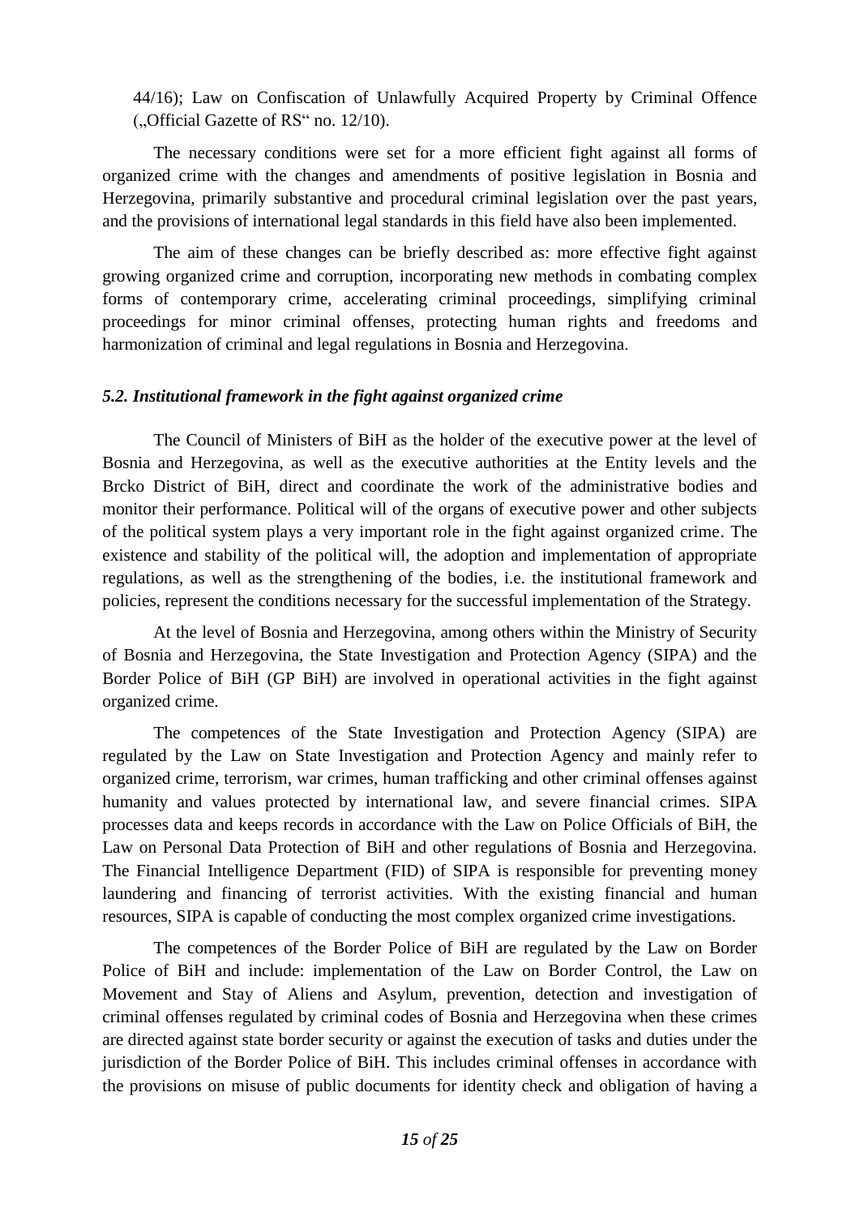44/16); Law on Confiscation of Unlawfully Acquired Property by Criminal Offence („Official Gazette of RS" no. 12/10).

The necessary conditions were set for a more efficient fight against all forms of organized crime with the changes and amendments of positive legislation in Bosnia and Herzegovina, primarily substantive and procedural criminal legislation over the past years, and the provisions of international legal standards in this field have also been implemented.

The aim of these changes can be briefly described as: more effective fight against growing organized crime and corruption, incorporating new methods in combating complex forms of contemporary crime, accelerating criminal proceedings, simplifying criminal proceedings for minor criminal offenses, protecting human rights and freedoms and harmonization of criminal and legal regulations in Bosnia and Herzegovina.

### *5.2. Institutional framework in the fight against organized crime*

The Council of Ministers of BiH as the holder of the executive power at the level of Bosnia and Herzegovina, as well as the executive authorities at the Entity levels and the Brcko District of BiH, direct and coordinate the work of the administrative bodies and monitor their performance. Political will of the organs of executive power and other subjects of the political system plays a very important role in the fight against organized crime. The existence and stability of the political will, the adoption and implementation of appropriate regulations, as well as the strengthening of the bodies, i.e. the institutional framework and policies, represent the conditions necessary for the successful implementation of the Strategy.

At the level of Bosnia and Herzegovina, among others within the Ministry of Security of Bosnia and Herzegovina, the State Investigation and Protection Agency (SIPA) and the Border Police of BiH (GP BiH) are involved in operational activities in the fight against organized crime.

The competences of the State Investigation and Protection Agency (SIPA) are regulated by the Law on State Investigation and Protection Agency and mainly refer to organized crime, terrorism, war crimes, human trafficking and other criminal offenses against humanity and values protected by international law, and severe financial crimes. SIPA processes data and keeps records in accordance with the Law on Police Officials of BiH, the Law on Personal Data Protection of BiH and other regulations of Bosnia and Herzegovina. The Financial Intelligence Department (FID) of SIPA is responsible for preventing money laundering and financing of terrorist activities. With the existing financial and human resources, SIPA is capable of conducting the most complex organized crime investigations.

The competences of the Border Police of BiH are regulated by the Law on Border Police of BiH and include: implementation of the Law on Border Control, the Law on Movement and Stay of Aliens and Asylum, prevention, detection and investigation of criminal offenses regulated by criminal codes of Bosnia and Herzegovina when these crimes are directed against state border security or against the execution of tasks and duties under the jurisdiction of the Border Police of BiH. This includes criminal offenses in accordance with the provisions on misuse of public documents for identity check and obligation of having a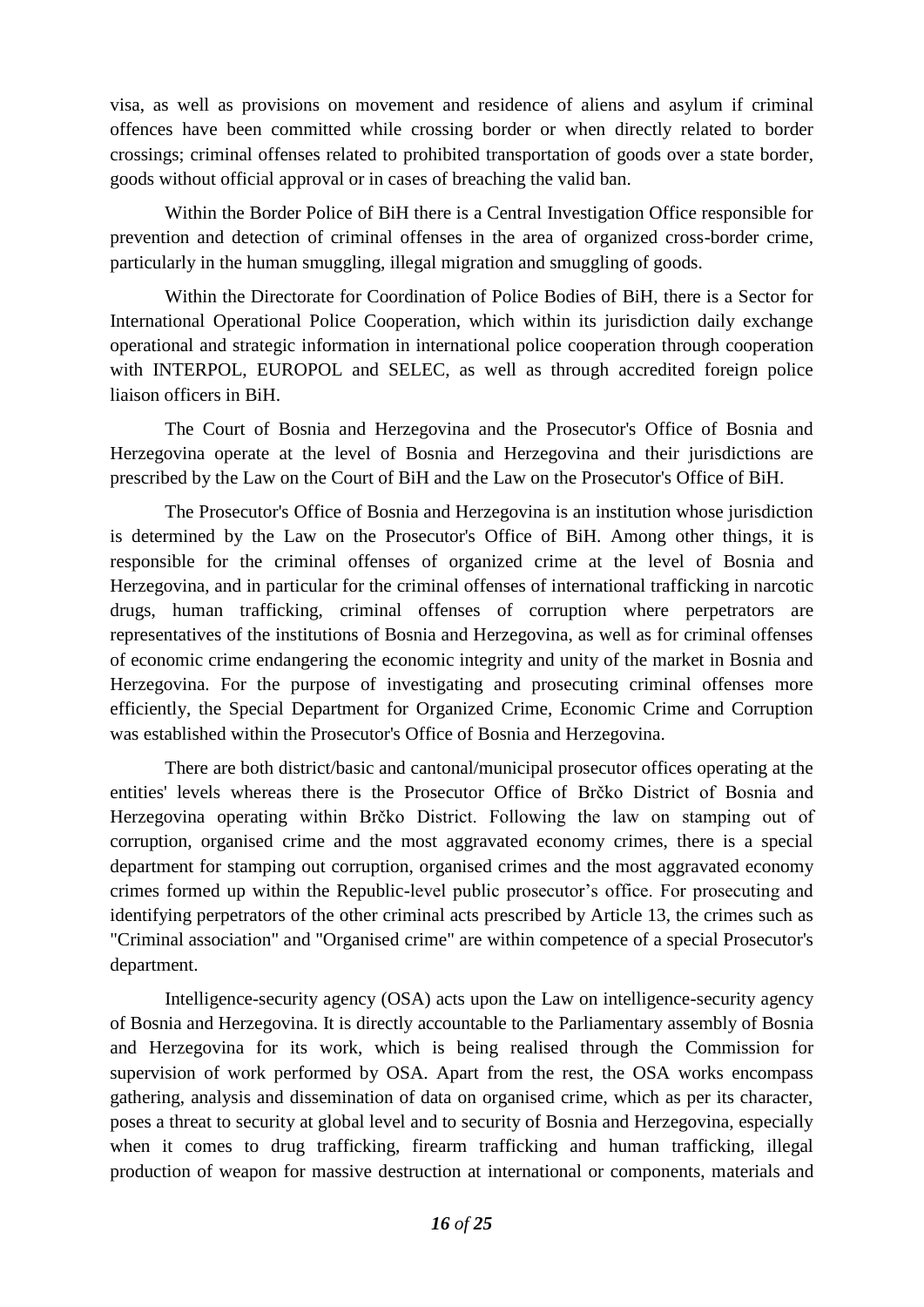visa, as well as provisions on movement and residence of aliens and asylum if criminal offences have been committed while crossing border or when directly related to border crossings; criminal offenses related to prohibited transportation of goods over a state border, goods without official approval or in cases of breaching the valid ban.

Within the Border Police of BiH there is a Central Investigation Office responsible for prevention and detection of criminal offenses in the area of organized cross-border crime, particularly in the human smuggling, illegal migration and smuggling of goods.

Within the Directorate for Coordination of Police Bodies of BiH, there is a Sector for International Operational Police Cooperation, which within its jurisdiction daily exchange operational and strategic information in international police cooperation through cooperation with INTERPOL, EUROPOL and SELEC, as well as through accredited foreign police liaison officers in BiH.

The Court of Bosnia and Herzegovina and the Prosecutor's Office of Bosnia and Herzegovina operate at the level of Bosnia and Herzegovina and their jurisdictions are prescribed by the Law on the Court of BiH and the Law on the Prosecutor's Office of BiH.

The Prosecutor's Office of Bosnia and Herzegovina is an institution whose jurisdiction is determined by the Law on the Prosecutor's Office of BiH. Among other things, it is responsible for the criminal offenses of organized crime at the level of Bosnia and Herzegovina, and in particular for the criminal offenses of international trafficking in narcotic drugs, human trafficking, criminal offenses of corruption where perpetrators are representatives of the institutions of Bosnia and Herzegovina, as well as for criminal offenses of economic crime endangering the economic integrity and unity of the market in Bosnia and Herzegovina. For the purpose of investigating and prosecuting criminal offenses more efficiently, the Special Department for Organized Crime, Economic Crime and Corruption was established within the Prosecutor's Office of Bosnia and Herzegovina.

There are both district/basic and cantonal/municipal prosecutor offices operating at the entities' levels whereas there is the Prosecutor Office of Brčko District of Bosnia and Herzegovina operating within Brčko District. Following the law on stamping out of corruption, organised crime and the most aggravated economy crimes, there is a special department for stamping out corruption, organised crimes and the most aggravated economy crimes formed up within the Republic-level public prosecutor's office. For prosecuting and identifying perpetrators of the other criminal acts prescribed by Article 13, the crimes such as "Criminal association" and "Organised crime" are within competence of a special Prosecutor's department.

Intelligence-security agency (OSA) acts upon the Law on intelligence-security agency of Bosnia and Herzegovina. It is directly accountable to the Parliamentary assembly of Bosnia and Herzegovina for its work, which is being realised through the Commission for supervision of work performed by OSA. Apart from the rest, the OSA works encompass gathering, analysis and dissemination of data on organised crime, which as per its character, poses a threat to security at global level and to security of Bosnia and Herzegovina, especially when it comes to drug trafficking, firearm trafficking and human trafficking, illegal production of weapon for massive destruction at international or components, materials and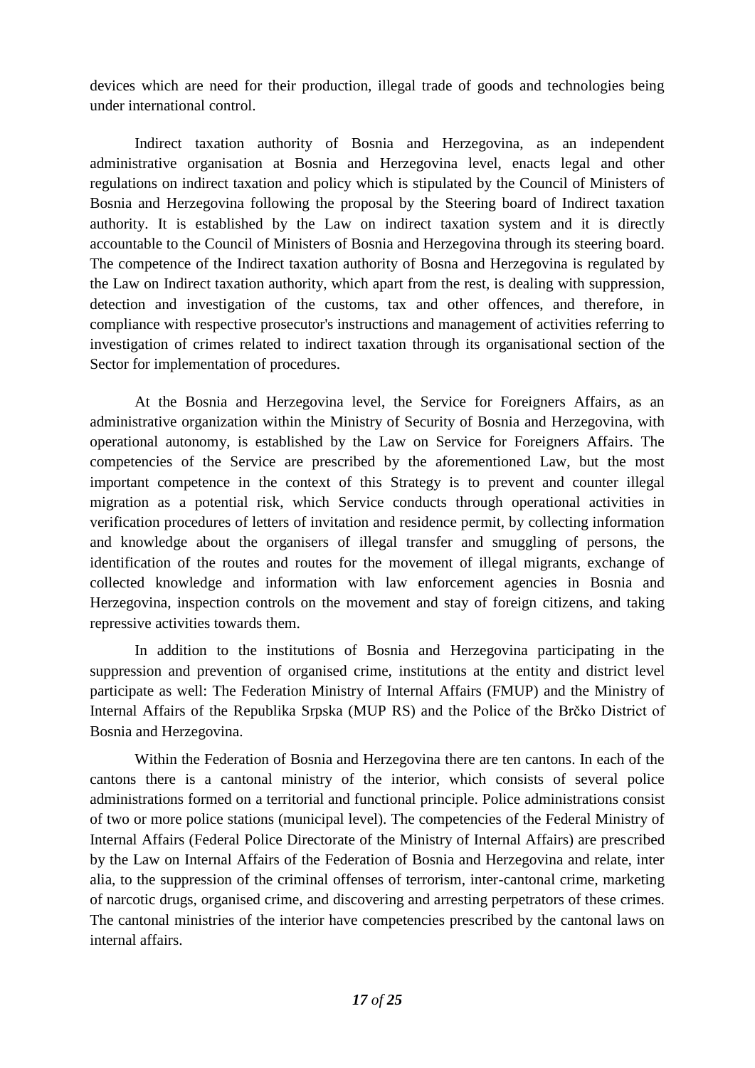devices which are need for their production, illegal trade of goods and technologies being under international control.

Indirect taxation authority of Bosnia and Herzegovina, as an independent administrative organisation at Bosnia and Herzegovina level, enacts legal and other regulations on indirect taxation and policy which is stipulated by the Council of Ministers of Bosnia and Herzegovina following the proposal by the Steering board of Indirect taxation authority. It is established by the Law on indirect taxation system and it is directly accountable to the Council of Ministers of Bosnia and Herzegovina through its steering board. The competence of the Indirect taxation authority of Bosna and Herzegovina is regulated by the Law on Indirect taxation authority, which apart from the rest, is dealing with suppression, detection and investigation of the customs, tax and other offences, and therefore, in compliance with respective prosecutor's instructions and management of activities referring to investigation of crimes related to indirect taxation through its organisational section of the Sector for implementation of procedures.

At the Bosnia and Herzegovina level, the Service for Foreigners Affairs, as an administrative organization within the Ministry of Security of Bosnia and Herzegovina, with operational autonomy, is established by the Law on Service for Foreigners Affairs. The competencies of the Service are prescribed by the aforementioned Law, but the most important competence in the context of this Strategy is to prevent and counter illegal migration as a potential risk, which Service conducts through operational activities in verification procedures of letters of invitation and residence permit, by collecting information and knowledge about the organisers of illegal transfer and smuggling of persons, the identification of the routes and routes for the movement of illegal migrants, exchange of collected knowledge and information with law enforcement agencies in Bosnia and Herzegovina, inspection controls on the movement and stay of foreign citizens, and taking repressive activities towards them.

In addition to the institutions of Bosnia and Herzegovina participating in the suppression and prevention of organised crime, institutions at the entity and district level participate as well: The Federation Ministry of Internal Affairs (FMUP) and the Ministry of Internal Affairs of the Republika Srpska (MUP RS) and the Police of the Brčko District of Bosnia and Herzegovina.

Within the Federation of Bosnia and Herzegovina there are ten cantons. In each of the cantons there is a cantonal ministry of the interior, which consists of several police administrations formed on a territorial and functional principle. Police administrations consist of two or more police stations (municipal level). The competencies of the Federal Ministry of Internal Affairs (Federal Police Directorate of the Ministry of Internal Affairs) are prescribed by the Law on Internal Affairs of the Federation of Bosnia and Herzegovina and relate, inter alia, to the suppression of the criminal offenses of terrorism, inter-cantonal crime, marketing of narcotic drugs, organised crime, and discovering and arresting perpetrators of these crimes. The cantonal ministries of the interior have competencies prescribed by the cantonal laws on internal affairs.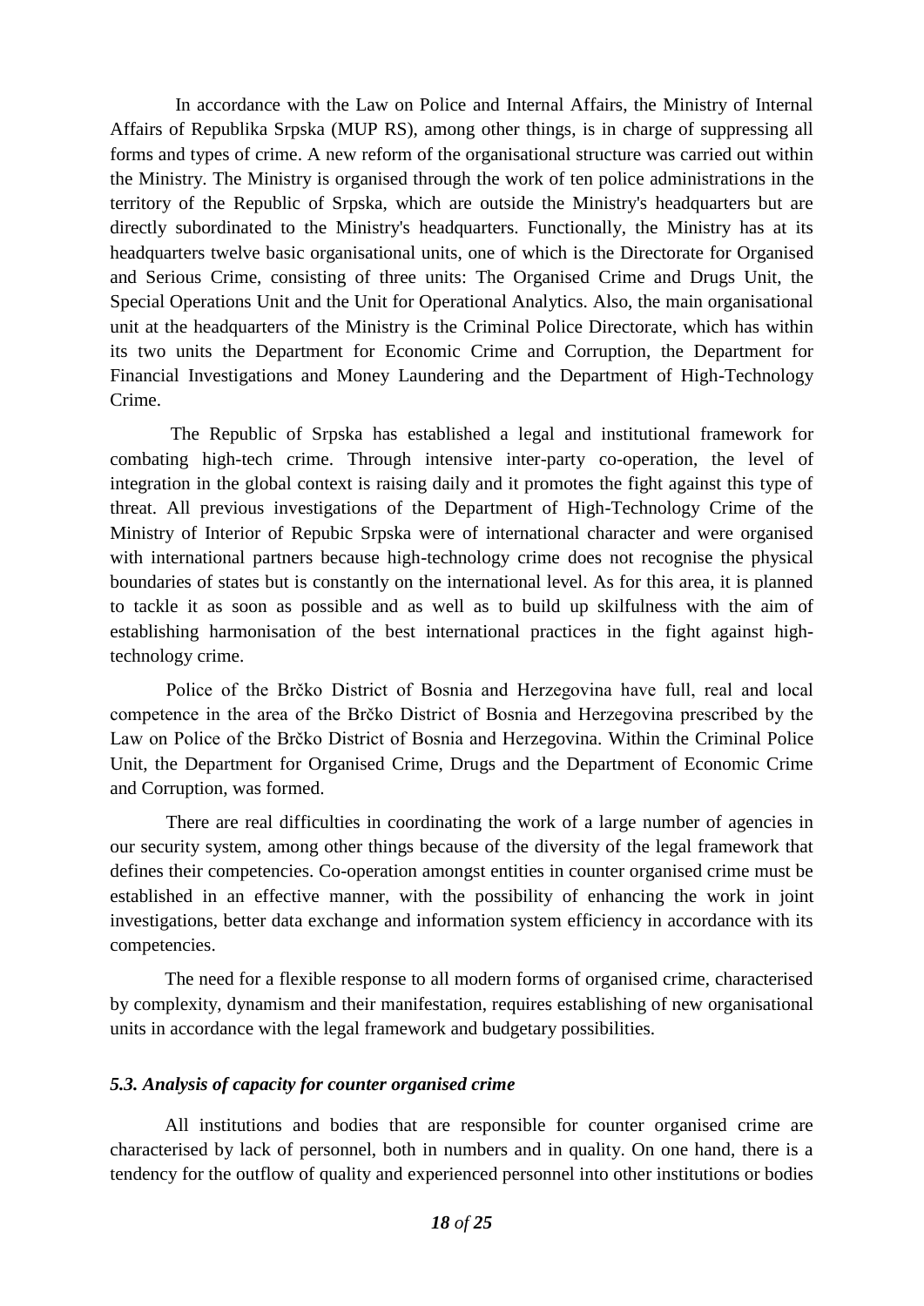In accordance with the Law on Police and Internal Affairs, the Ministry of Internal Affairs of Republika Srpska (MUP RS), among other things, is in charge of suppressing all forms and types of crime. A new reform of the organisational structure was carried out within the Ministry. The Ministry is organised through the work of ten police administrations in the territory of the Republic of Srpska, which are outside the Ministry's headquarters but are directly subordinated to the Ministry's headquarters. Functionally, the Ministry has at its headquarters twelve basic organisational units, one of which is the Directorate for Organised and Serious Crime, consisting of three units: The Organised Crime and Drugs Unit, the Special Operations Unit and the Unit for Operational Analytics. Also, the main organisational unit at the headquarters of the Ministry is the Criminal Police Directorate, which has within its two units the Department for Economic Crime and Corruption, the Department for Financial Investigations and Money Laundering and the Department of High-Technology Crime.

The Republic of Srpska has established a legal and institutional framework for combating high-tech crime. Through intensive inter-party co-operation, the level of integration in the global context is raising daily and it promotes the fight against this type of threat. All previous investigations of the Department of High-Technology Crime of the Ministry of Interior of Repubic Srpska were of international character and were organised with international partners because high-technology crime does not recognise the physical boundaries of states but is constantly on the international level. As for this area, it is planned to tackle it as soon as possible and as well as to build up skilfulness with the aim of establishing harmonisation of the best international practices in the fight against high-technology crime.

Police of the Brčko District of Bosnia and Herzegovina have full, real and local competence in the area of the Brčko District of Bosnia and Herzegovina prescribed by the Law on Police of the Brčko District of Bosnia and Herzegovina. Within the Criminal Police Unit, the Department for Organised Crime, Drugs and the Department of Economic Crime and Corruption, was formed.

There are real difficulties in coordinating the work of a large number of agencies in our security system, among other things because of the diversity of the legal framework that defines their competencies. Co-operation amongst entities in counter organised crime must be established in an effective manner, with the possibility of enhancing the work in joint investigations, better data exchange and information system efficiency in accordance with its competencies.

The need for a flexible response to all modern forms of organised crime, characterised by complexity, dynamism and their manifestation, requires establishing of new organisational units in accordance with the legal framework and budgetary possibilities.

### *5.3. Analysis of capacity for counter organised crime*

All institutions and bodies that are responsible for counter organised crime are characterised by lack of personnel, both in numbers and in quality. On one hand, there is a tendency for the outflow of quality and experienced personnel into other institutions or bodies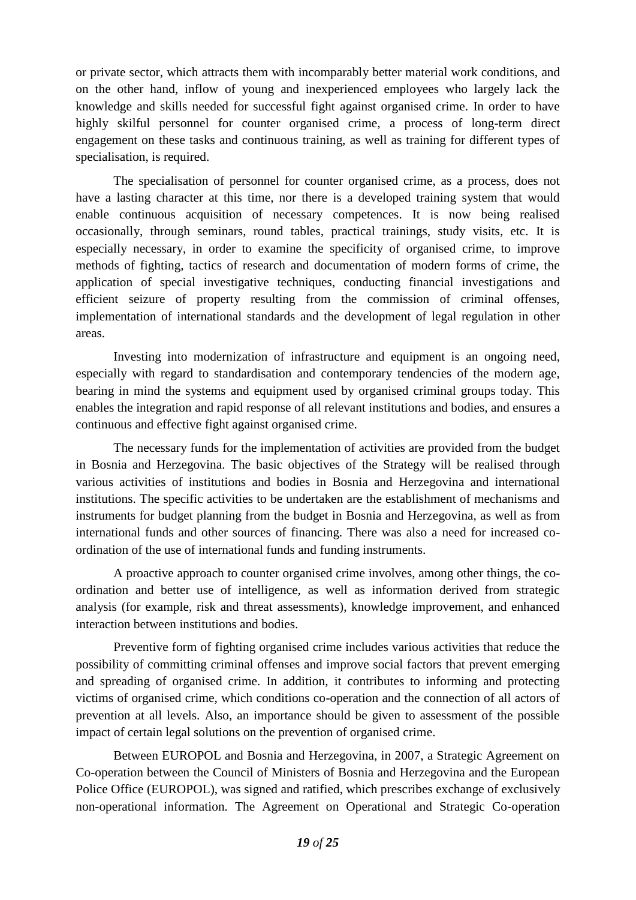or private sector, which attracts them with incomparably better material work conditions, and on the other hand, inflow of young and inexperienced employees who largely lack the knowledge and skills needed for successful fight against organised crime. In order to have highly skilful personnel for counter organised crime, a process of long-term direct engagement on these tasks and continuous training, as well as training for different types of specialisation, is required.

The specialisation of personnel for counter organised crime, as a process, does not have a lasting character at this time, nor there is a developed training system that would enable continuous acquisition of necessary competences. It is now being realised occasionally, through seminars, round tables, practical trainings, study visits, etc. It is especially necessary, in order to examine the specificity of organised crime, to improve methods of fighting, tactics of research and documentation of modern forms of crime, the application of special investigative techniques, conducting financial investigations and efficient seizure of property resulting from the commission of criminal offenses, implementation of international standards and the development of legal regulation in other areas.

Investing into modernization of infrastructure and equipment is an ongoing need, especially with regard to standardisation and contemporary tendencies of the modern age, bearing in mind the systems and equipment used by organised criminal groups today. This enables the integration and rapid response of all relevant institutions and bodies, and ensures a continuous and effective fight against organised crime.

The necessary funds for the implementation of activities are provided from the budget in Bosnia and Herzegovina. The basic objectives of the Strategy will be realised through various activities of institutions and bodies in Bosnia and Herzegovina and international institutions. The specific activities to be undertaken are the establishment of mechanisms and instruments for budget planning from the budget in Bosnia and Herzegovina, as well as from international funds and other sources of financing. There was also a need for increased co-ordination of the use of international funds and funding instruments.

A proactive approach to counter organised crime involves, among other things, the co-ordination and better use of intelligence, as well as information derived from strategic analysis (for example, risk and threat assessments), knowledge improvement, and enhanced interaction between institutions and bodies.

Preventive form of fighting organised crime includes various activities that reduce the possibility of committing criminal offenses and improve social factors that prevent emerging and spreading of organised crime. In addition, it contributes to informing and protecting victims of organised crime, which conditions co-operation and the connection of all actors of prevention at all levels. Also, an importance should be given to assessment of the possible impact of certain legal solutions on the prevention of organised crime.

Between EUROPOL and Bosnia and Herzegovina, in 2007, a Strategic Agreement on Co-operation between the Council of Ministers of Bosnia and Herzegovina and the European Police Office (EUROPOL), was signed and ratified, which prescribes exchange of exclusively non-operational information. The Agreement on Operational and Strategic Co-operation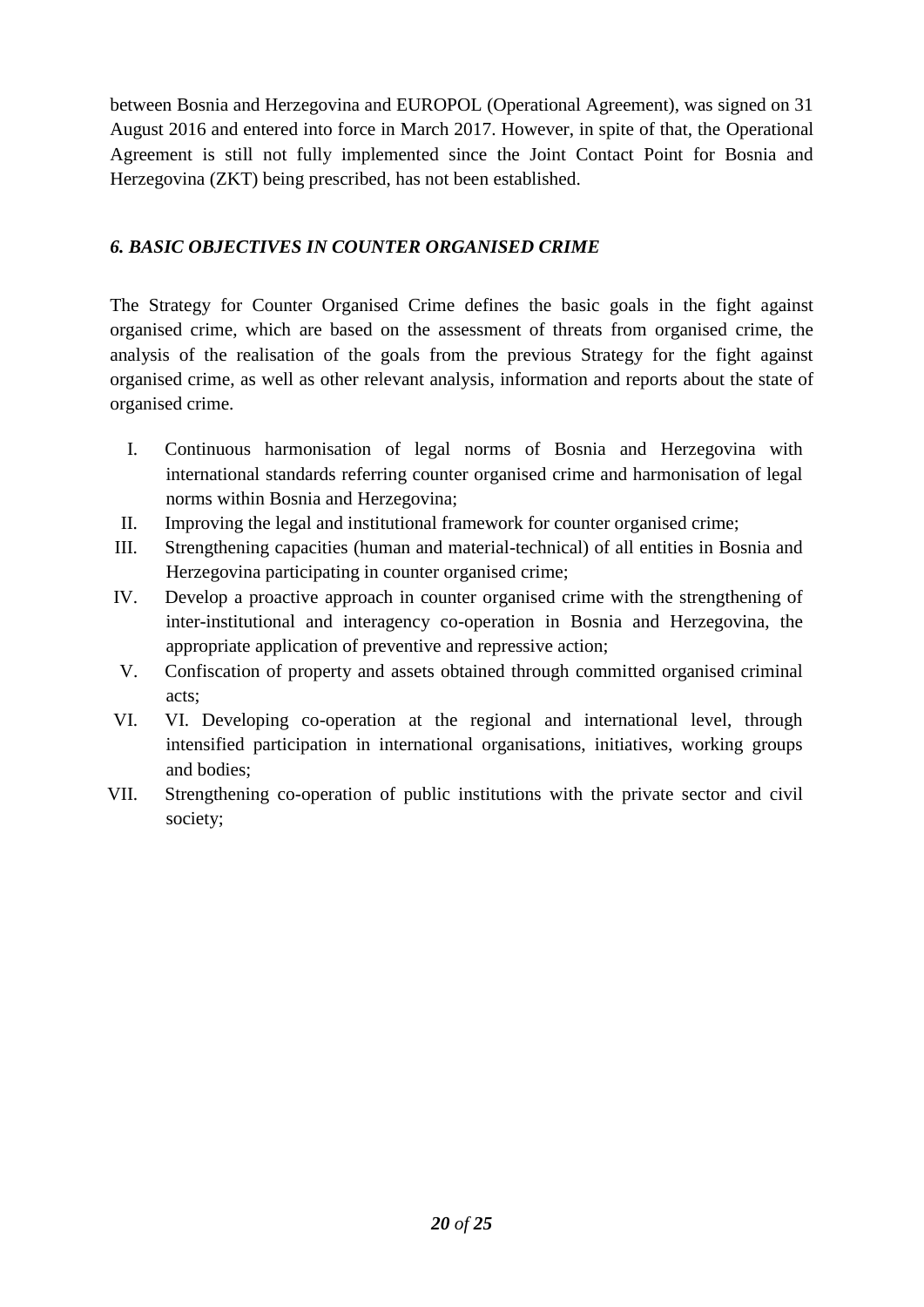between Bosnia and Herzegovina and EUROPOL (Operational Agreement), was signed on 31 August 2016 and entered into force in March 2017. However, in spite of that, the Operational Agreement is still not fully implemented since the Joint Contact Point for Bosnia and Herzegovina (ZKT) being prescribed, has not been established.

### *6. BASIC OBJECTIVES IN COUNTER ORGANISED CRIME*

The Strategy for Counter Organised Crime defines the basic goals in the fight against organised crime, which are based on the assessment of threats from organised crime, the analysis of the realisation of the goals from the previous Strategy for the fight against organised crime, as well as other relevant analysis, information and reports about the state of organised crime.

I. Continuous harmonisation of legal norms of Bosnia and Herzegovina with international standards referring counter organised crime and harmonisation of legal norms within Bosnia and Herzegovina;
II. Improving the legal and institutional framework for counter organised crime;
III. Strengthening capacities (human and material-technical) of all entities in Bosnia and Herzegovina participating in counter organised crime;
IV. Develop a proactive approach in counter organised crime with the strengthening of inter-institutional and interagency co-operation in Bosnia and Herzegovina, the appropriate application of preventive and repressive action;
V. Confiscation of property and assets obtained through committed organised criminal acts;
VI. VI. Developing co-operation at the regional and international level, through intensified participation in international organisations, initiatives, working groups and bodies;
VII. Strengthening co-operation of public institutions with the private sector and civil society;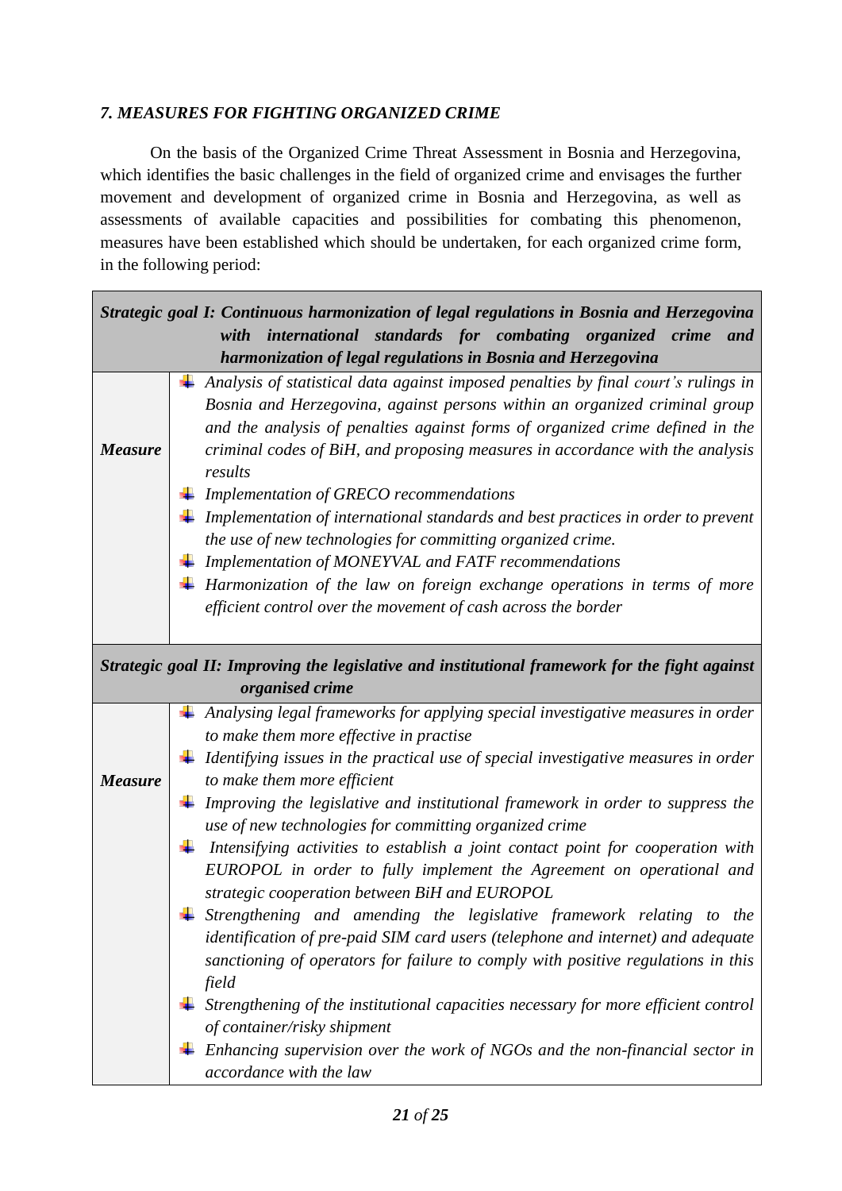## *7. MEASURES FOR FIGHTING ORGANIZED CRIME*

On the basis of the Organized Crime Threat Assessment in Bosnia and Herzegovina, which identifies the basic challenges in the field of organized crime and envisages the further movement and development of organized crime in Bosnia and Herzegovina, as well as assessments of available capacities and possibilities for combating this phenomenon, measures have been established which should be undertaken, for each organized crime form, in the following period:

| ***Strategic goal I: Continuous harmonization of legal regulations in Bosnia and Herzegovina with international standards for combating organized crime and harmonization of legal regulations in Bosnia and Herzegovina*** | |
|---|---|
| ***Measure*** | - *Analysis of statistical data against imposed penalties by final court's rulings in Bosnia and Herzegovina, against persons within an organized criminal group and the analysis of penalties against forms of organized crime defined in the criminal codes of BiH, and proposing measures in accordance with the analysis results*<br>- *Implementation of GRECO recommendations*<br>- *Implementation of international standards and best practices in order to prevent the use of new technologies for committing organized crime.*<br>- *Implementation of MONEYVAL and FATF recommendations*<br>- *Harmonization of the law on foreign exchange operations in terms of more efficient control over the movement of cash across the border* |
| ***Strategic goal II: Improving the legislative and institutional framework for the fight against organised crime*** | |
| ***Measure*** | - *Analysing legal frameworks for applying special investigative measures in order to make them more effective in practise*<br>- *Identifying issues in the practical use of special investigative measures in order to make them more efficient*<br>- *Improving the legislative and institutional framework in order to suppress the use of new technologies for committing organized crime*<br>- *Intensifying activities to establish a joint contact point for cooperation with EUROPOL in order to fully implement the Agreement on operational and strategic cooperation between BiH and EUROPOL*<br>- *Strengthening and amending the legislative framework relating to the identification of pre-paid SIM card users (telephone and internet) and adequate sanctioning of operators for failure to comply with positive regulations in this field*<br>- *Strengthening of the institutional capacities necessary for more efficient control of container/risky shipment*<br>- *Enhancing supervision over the work of NGOs and the non-financial sector in accordance with the law* |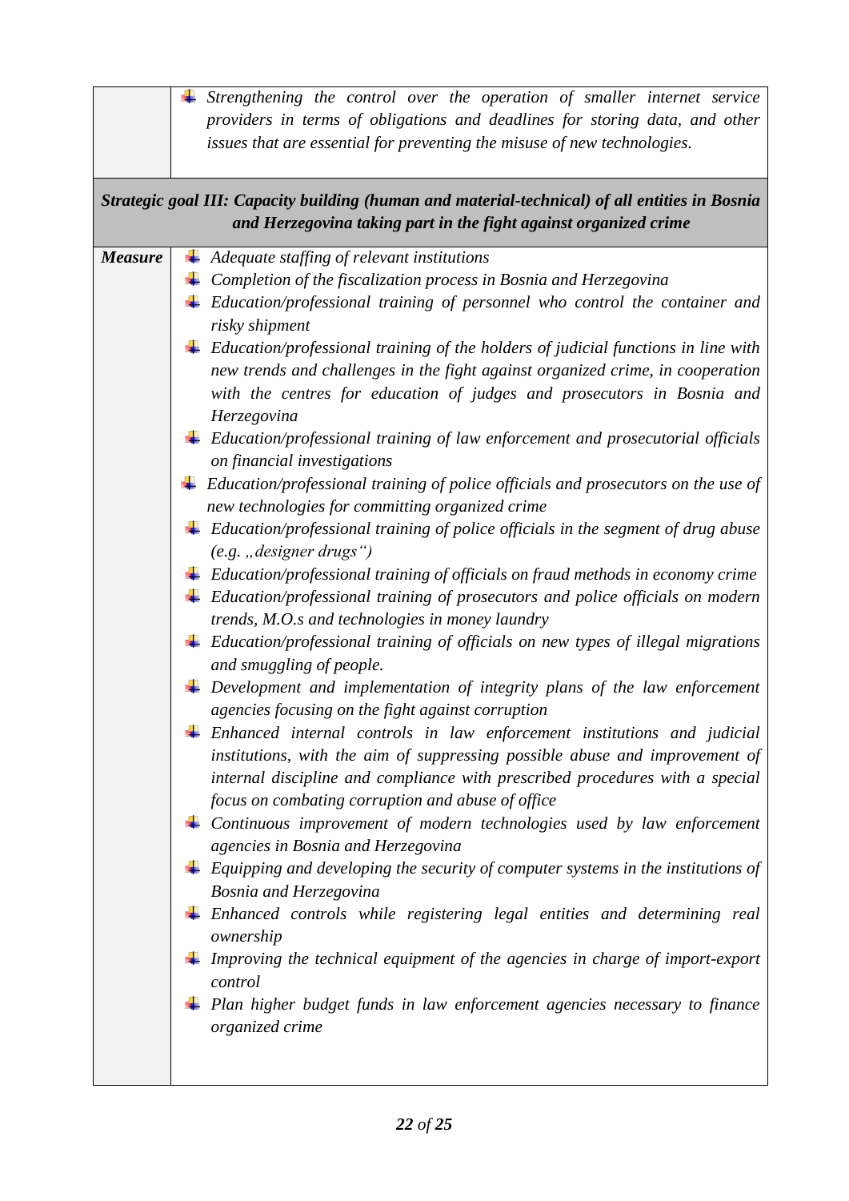| | |
|---|---|
| | - *Strengthening the control over the operation of smaller internet service providers in terms of obligations and deadlines for storing data, and other issues that are essential for preventing the misuse of new technologies.* |
| ***Strategic goal III: Capacity building (human and material-technical) of all entities in Bosnia and Herzegovina taking part in the fight against organized crime*** | |
| ***Measure*** | - *Adequate staffing of relevant institutions*<br>- *Completion of the fiscalization process in Bosnia and Herzegovina*<br>- *Education/professional training of personnel who control the container and risky shipment*<br>- *Education/professional training of the holders of judicial functions in line with new trends and challenges in the fight against organized crime, in cooperation with the centres for education of judges and prosecutors in Bosnia and Herzegovina*<br>- *Education/professional training of law enforcement and prosecutorial officials on financial investigations*<br>- *Education/professional training of police officials and prosecutors on the use of new technologies for committing organized crime*<br>- *Education/professional training of police officials in the segment of drug abuse (e.g. „designer drugs")*<br>- *Education/professional training of officials on fraud methods in economy crime*<br>- *Education/professional training of prosecutors and police officials on modern trends, M.O.s and technologies in money laundry*<br>- *Education/professional training of officials on new types of illegal migrations and smuggling of people.*<br>- *Development and implementation of integrity plans of the law enforcement agencies focusing on the fight against corruption*<br>- *Enhanced internal controls in law enforcement institutions and judicial institutions, with the aim of suppressing possible abuse and improvement of internal discipline and compliance with prescribed procedures with a special focus on combating corruption and abuse of office*<br>- *Continuous improvement of modern technologies used by law enforcement agencies in Bosnia and Herzegovina*<br>- *Equipping and developing the security of computer systems in the institutions of Bosnia and Herzegovina*<br>- *Enhanced controls while registering legal entities and determining real ownership*<br>- *Improving the technical equipment of the agencies in charge of import-export control*<br>- *Plan higher budget funds in law enforcement agencies necessary to finance organized crime* |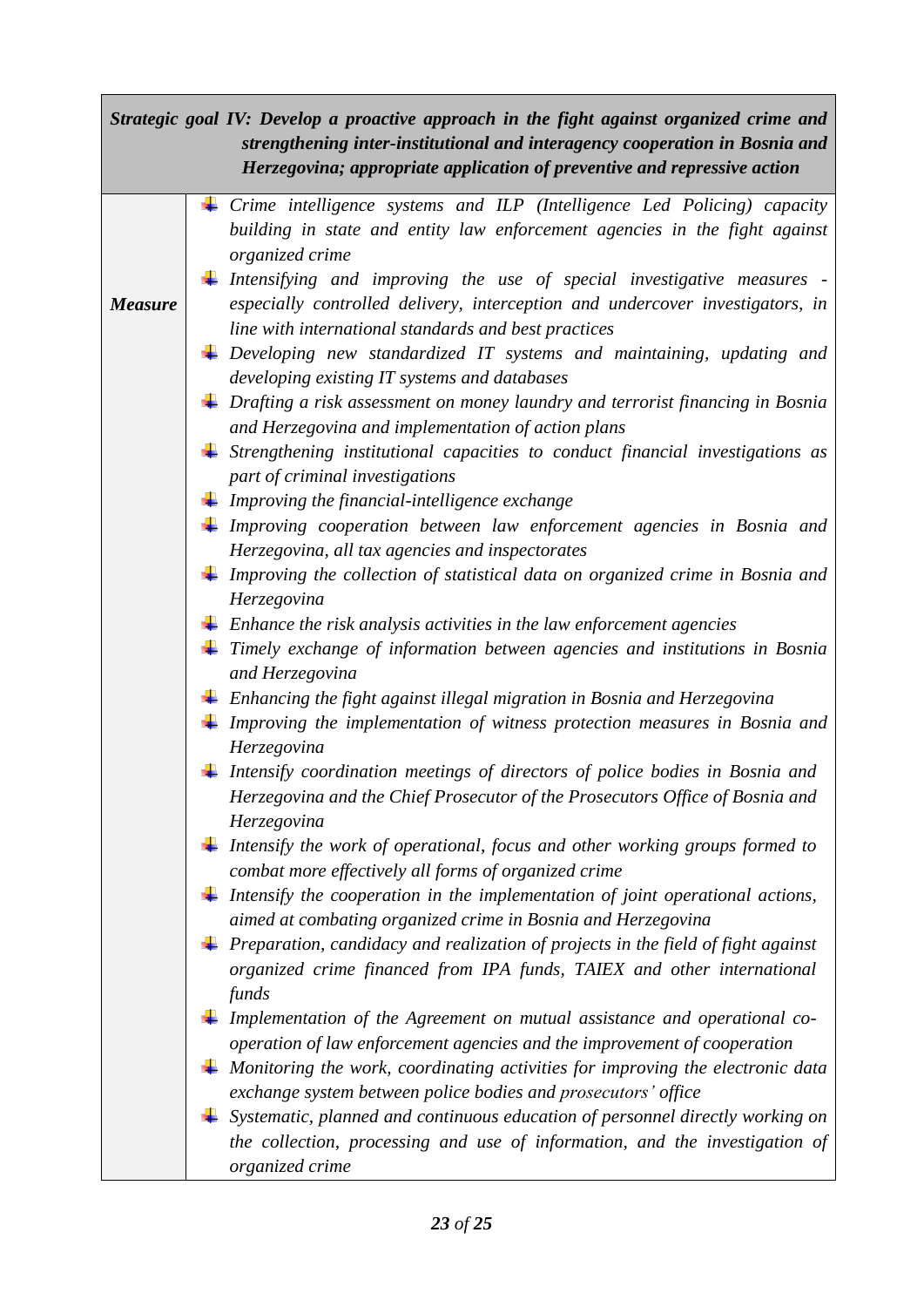| *Strategic goal IV: Develop a proactive approach in the fight against organized crime and strengthening inter-institutional and interagency cooperation in Bosnia and Herzegovina; appropriate application of preventive and repressive action* | |
|---|---|
| ***Measure*** | - *Crime intelligence systems and ILP (Intelligence Led Policing) capacity building in state and entity law enforcement agencies in the fight against organized crime*<br>- *Intensifying and improving the use of special investigative measures - especially controlled delivery, interception and undercover investigators, in line with international standards and best practices*<br>- *Developing new standardized IT systems and maintaining, updating and developing existing IT systems and databases*<br>- *Drafting a risk assessment on money laundry and terrorist financing in Bosnia and Herzegovina and implementation of action plans*<br>- *Strengthening institutional capacities to conduct financial investigations as part of criminal investigations*<br>- *Improving the financial-intelligence exchange*<br>- *Improving cooperation between law enforcement agencies in Bosnia and Herzegovina, all tax agencies and inspectorates*<br>- *Improving the collection of statistical data on organized crime in Bosnia and Herzegovina*<br>- *Enhance the risk analysis activities in the law enforcement agencies*<br>- *Timely exchange of information between agencies and institutions in Bosnia and Herzegovina*<br>- *Enhancing the fight against illegal migration in Bosnia and Herzegovina*<br>- *Improving the implementation of witness protection measures in Bosnia and Herzegovina*<br>- *Intensify coordination meetings of directors of police bodies in Bosnia and Herzegovina and the Chief Prosecutor of the Prosecutors Office of Bosnia and Herzegovina*<br>- *Intensify the work of operational, focus and other working groups formed to combat more effectively all forms of organized crime*<br>- *Intensify the cooperation in the implementation of joint operational actions, aimed at combating organized crime in Bosnia and Herzegovina*<br>- *Preparation, candidacy and realization of projects in the field of fight against organized crime financed from IPA funds, TAIEX and other international funds*<br>- *Implementation of the Agreement on mutual assistance and operational co-operation of law enforcement agencies and the improvement of cooperation*<br>- *Monitoring the work, coordinating activities for improving the electronic data exchange system between police bodies and prosecutors' office*<br>- *Systematic, planned and continuous education of personnel directly working on the collection, processing and use of information, and the investigation of organized crime* |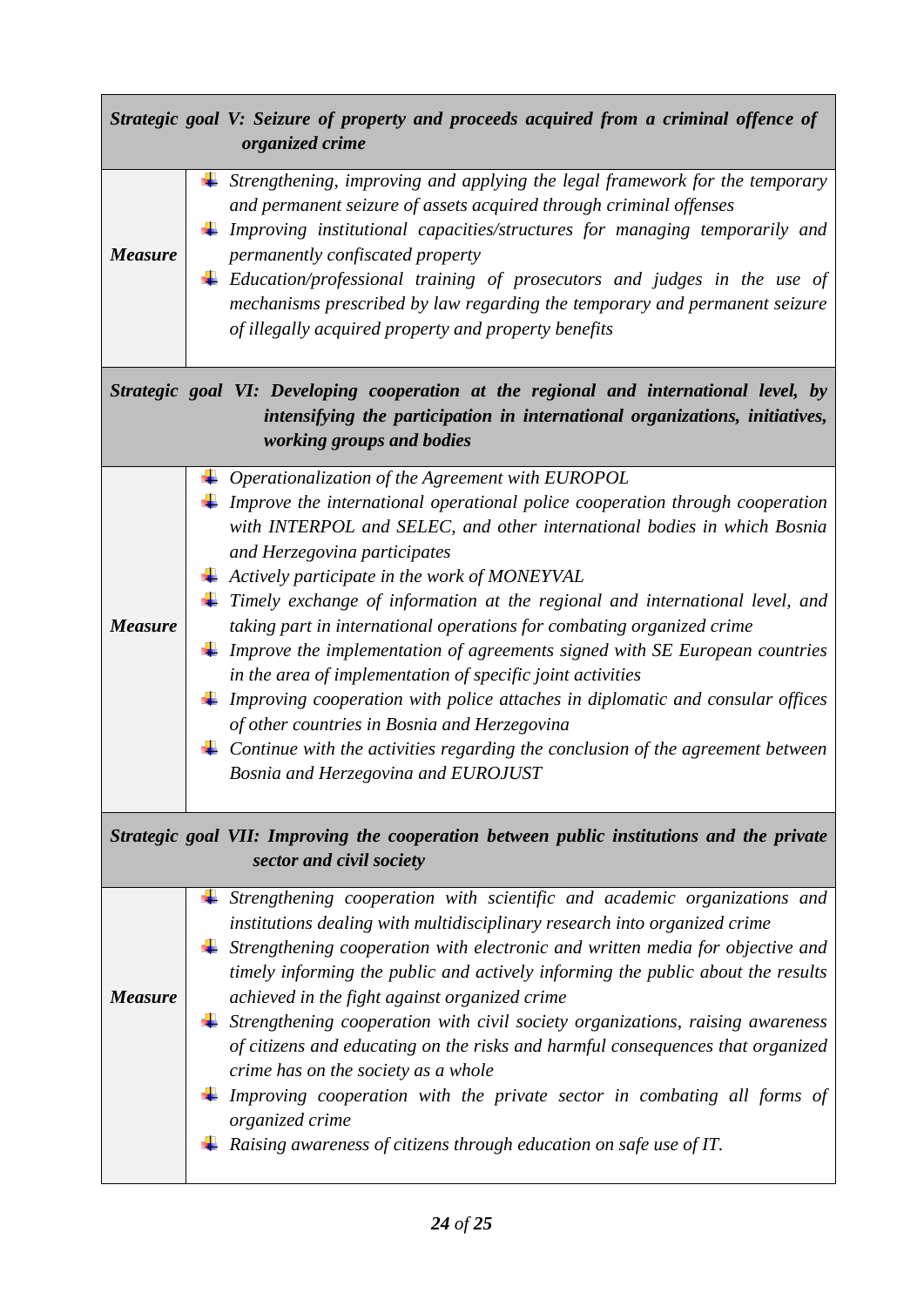| ***Strategic goal V: Seizure of property and proceeds acquired from a criminal offence of organized crime*** | |
|---|---|
| ***Measure*** | - *Strengthening, improving and applying the legal framework for the temporary and permanent seizure of assets acquired through criminal offenses*<br>- *Improving institutional capacities/structures for managing temporarily and permanently confiscated property*<br>- *Education/professional training of prosecutors and judges in the use of mechanisms prescribed by law regarding the temporary and permanent seizure of illegally acquired property and property benefits* |
| ***Strategic goal VI: Developing cooperation at the regional and international level, by intensifying the participation in international organizations, initiatives, working groups and bodies*** | |
| ***Measure*** | - *Operationalization of the Agreement with EUROPOL*<br>- *Improve the international operational police cooperation through cooperation with INTERPOL and SELEC, and other international bodies in which Bosnia and Herzegovina participates*<br>- *Actively participate in the work of MONEYVAL*<br>- *Timely exchange of information at the regional and international level, and taking part in international operations for combating organized crime*<br>- *Improve the implementation of agreements signed with SE European countries in the area of implementation of specific joint activities*<br>- *Improving cooperation with police attaches in diplomatic and consular offices of other countries in Bosnia and Herzegovina*<br>- *Continue with the activities regarding the conclusion of the agreement between Bosnia and Herzegovina and EUROJUST* |
| ***Strategic goal VII: Improving the cooperation between public institutions and the private sector and civil society*** | |
| ***Measure*** | - *Strengthening cooperation with scientific and academic organizations and institutions dealing with multidisciplinary research into organized crime*<br>- *Strengthening cooperation with electronic and written media for objective and timely informing the public and actively informing the public about the results achieved in the fight against organized crime*<br>- *Strengthening cooperation with civil society organizations, raising awareness of citizens and educating on the risks and harmful consequences that organized crime has on the society as a whole*<br>- *Improving cooperation with the private sector in combating all forms of organized crime*<br>- *Raising awareness of citizens through education on safe use of IT.* |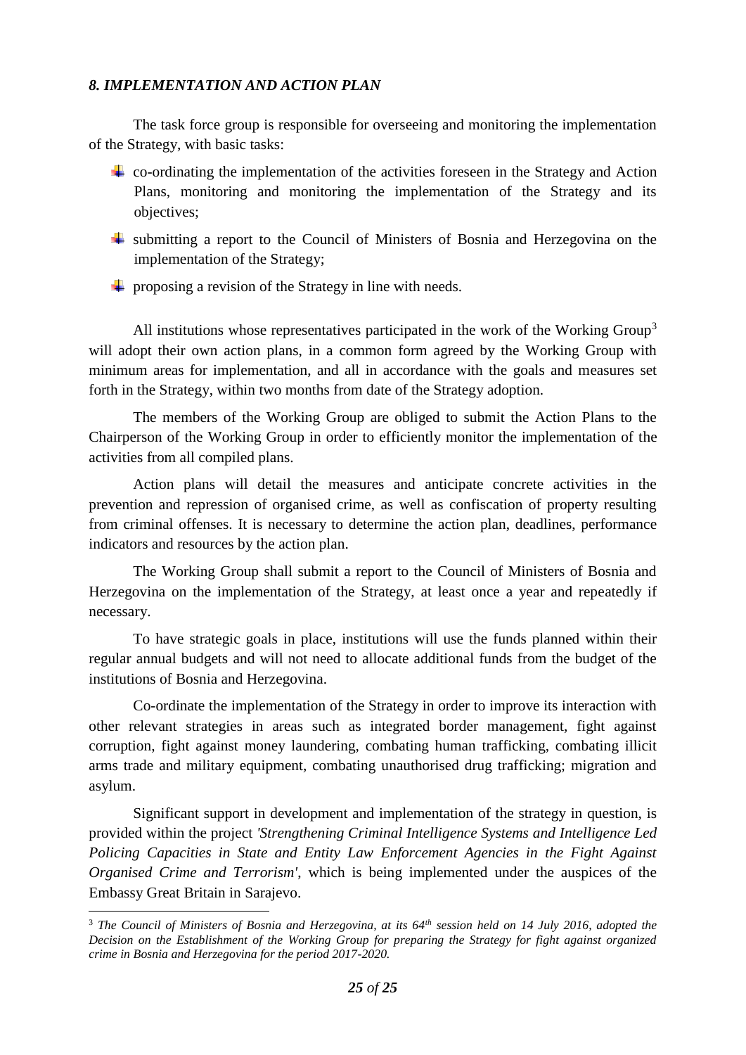## *8. IMPLEMENTATION AND ACTION PLAN*

The task force group is responsible for overseeing and monitoring the implementation of the Strategy, with basic tasks:

- co-ordinating the implementation of the activities foreseen in the Strategy and Action Plans, monitoring and monitoring the implementation of the Strategy and its objectives;
- submitting a report to the Council of Ministers of Bosnia and Herzegovina on the implementation of the Strategy;
- proposing a revision of the Strategy in line with needs.

All institutions whose representatives participated in the work of the Working Group[3] will adopt their own action plans, in a common form agreed by the Working Group with minimum areas for implementation, and all in accordance with the goals and measures set forth in the Strategy, within two months from date of the Strategy adoption.

The members of the Working Group are obliged to submit the Action Plans to the Chairperson of the Working Group in order to efficiently monitor the implementation of the activities from all compiled plans.

Action plans will detail the measures and anticipate concrete activities in the prevention and repression of organised crime, as well as confiscation of property resulting from criminal offenses. It is necessary to determine the action plan, deadlines, performance indicators and resources by the action plan.

The Working Group shall submit a report to the Council of Ministers of Bosnia and Herzegovina on the implementation of the Strategy, at least once a year and repeatedly if necessary.

To have strategic goals in place, institutions will use the funds planned within their regular annual budgets and will not need to allocate additional funds from the budget of the institutions of Bosnia and Herzegovina.

Co-ordinate the implementation of the Strategy in order to improve its interaction with other relevant strategies in areas such as integrated border management, fight against corruption, fight against money laundering, combating human trafficking, combating illicit arms trade and military equipment, combating unauthorised drug trafficking; migration and asylum.

Significant support in development and implementation of the strategy in question, is provided within the project *'Strengthening Criminal Intelligence Systems and Intelligence Led Policing Capacities in State and Entity Law Enforcement Agencies in the Fight Against Organised Crime and Terrorism'*, which is being implemented under the auspices of the Embassy Great Britain in Sarajevo.

[3] *The Council of Ministers of Bosnia and Herzegovina, at its 64th session held on 14 July 2016, adopted the Decision on the Establishment of the Working Group for preparing the Strategy for fight against organized crime in Bosnia and Herzegovina for the period 2017-2020.*